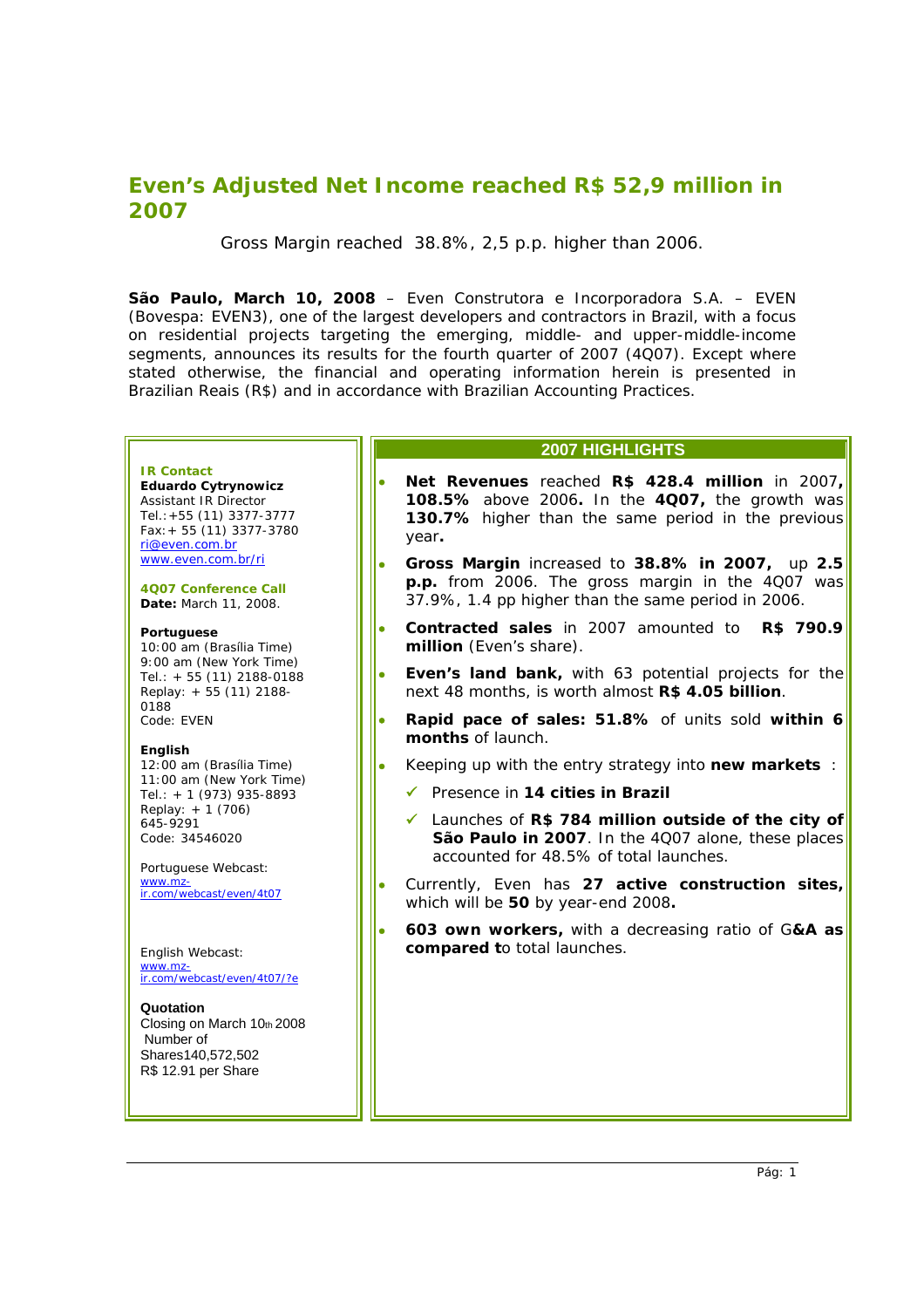# Even's Adjusted Net Income reached R$ 52,9 million in 2007

Gross Margin reached 38.8%, 2,5 p.p. higher than 2006.

**São Paulo, March 10, 2008** – Even Construtora e Incorporadora S.A. – EVEN (Bovespa: EVEN3), one of the largest developers and contractors in Brazil, with a focus on residential projects targeting the emerging, middle- and upper-middle-income segments, announces its results for the fourth quarter of 2007 (4Q07). Except where stated otherwise, the financial and operating information herein is presented in Brazilian Reais (R$) and in accordance with Brazilian Accounting Practices.

**IR Contact**
**Eduardo Cytrynowicz**
Assistant IR Director
Tel.:+55 (11) 3377-3777
Fax:+ 55 (11) 3377-3780
ri@even.com.br
www.even.com.br/ri

**4Q07 Conference Call**
**Date:** March 11, 2008.

**Portuguese**
10:00 am (Brasília Time)
9:00 am (New York Time)
Tel.: + 55 (11) 2188-0188
Replay: + 55 (11) 2188-0188
Code: EVEN

**English**
12:00 am (Brasília Time)
11:00 am (New York Time)
Tel.: + 1 (973) 935-8893
Replay: + 1 (706) 645-9291
Code: 34546020

Portuguese Webcast:
www.mz-ir.com/webcast/even/4t07

English Webcast:
www.mz-ir.com/webcast/even/4t07/?e

**Quotation**
Closing on March 10th 2008
Number of Shares140,572,502
R$ 12.91 per Share

## 2007 HIGHLIGHTS

- **Net Revenues** reached **R$ 428.4 million** in 2007**, 108.5%** above 2006**.** In the **4Q07,** the growth was **130.7%** higher than the same period in the previous year**.**
- **Gross Margin** increased to **38.8% in 2007,** up **2.5 p.p.** from 2006. The gross margin in the 4Q07 was 37.9%, 1.4 pp higher than the same period in 2006.
- **Contracted sales** in 2007 amounted to **R$ 790.9 million** (Even's share).
- **Even's land bank,** with 63 potential projects for the next 48 months, is worth almost **R$ 4.05 billion**.
- **Rapid pace of sales: 51.8%** of units sold **within 6 months** of launch.
- Keeping up with the entry strategy into **new markets** :
  - ✓ Presence in **14 cities in Brazil**
  - ✓ Launches of **R$ 784 million outside of the city of São Paulo in 2007**. In the 4Q07 alone, these places accounted for 48.5% of total launches.
- Currently, Even has **27 active construction sites,** which will be **50** by year-end 2008**.**
- **603 own workers,** with a decreasing ratio of G**&A as compared t**o total launches.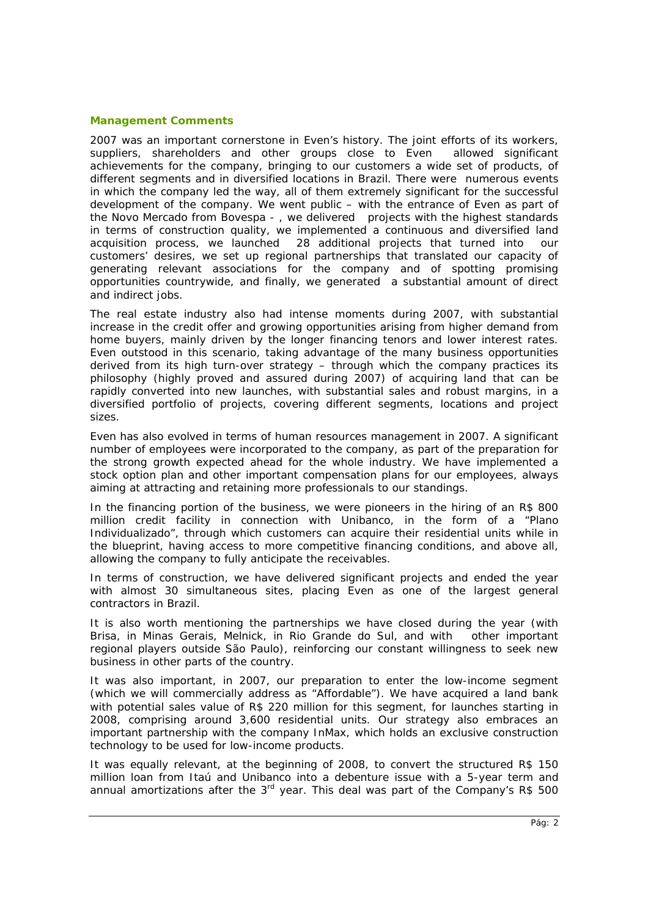**Management Comments**

2007 was an important cornerstone in Even's history. The joint efforts of its workers, suppliers, shareholders and other groups close to Even allowed significant achievements for the company, bringing to our customers a wide set of products, of different segments and in diversified locations in Brazil. There were numerous events in which the company led the way, all of them extremely significant for the successful development of the company. We went public – with the entrance of Even as part of the Novo Mercado from Bovespa - , we delivered projects with the highest standards in terms of construction quality, we implemented a continuous and diversified land acquisition process, we launched 28 additional projects that turned into our customers' desires, we set up regional partnerships that translated our capacity of generating relevant associations for the company and of spotting promising opportunities countrywide, and finally, we generated a substantial amount of direct and indirect jobs.

The real estate industry also had intense moments during 2007, with substantial increase in the credit offer and growing opportunities arising from higher demand from home buyers, mainly driven by the longer financing tenors and lower interest rates. Even outstood in this scenario, taking advantage of the many business opportunities derived from its high turn-over strategy – through which the company practices its philosophy (highly proved and assured during 2007) of acquiring land that can be rapidly converted into new launches, with substantial sales and robust margins, in a diversified portfolio of projects, covering different segments, locations and project sizes.

Even has also evolved in terms of human resources management in 2007. A significant number of employees were incorporated to the company, as part of the preparation for the strong growth expected ahead for the whole industry. We have implemented a stock option plan and other important compensation plans for our employees, always aiming at attracting and retaining more professionals to our standings.

In the financing portion of the business, we were pioneers in the hiring of an R$ 800 million credit facility in connection with Unibanco, in the form of a "Plano Individualizado", through which customers can acquire their residential units while in the blueprint, having access to more competitive financing conditions, and above all, allowing the company to fully anticipate the receivables.

In terms of construction, we have delivered significant projects and ended the year with almost 30 simultaneous sites, placing Even as one of the largest general contractors in Brazil.

It is also worth mentioning the partnerships we have closed during the year (with Brisa, in Minas Gerais, Melnick, in Rio Grande do Sul, and with other important regional players outside São Paulo), reinforcing our constant willingness to seek new business in other parts of the country.

It was also important, in 2007, our preparation to enter the low-income segment (which we will commercially address as "Affordable"). We have acquired a land bank with potential sales value of R$ 220 million for this segment, for launches starting in 2008, comprising around 3,600 residential units. Our strategy also embraces an important partnership with the company InMax, which holds an exclusive construction technology to be used for low-income products.

It was equally relevant, at the beginning of 2008, to convert the structured R$ 150 million loan from Itaú and Unibanco into a debenture issue with a 5-year term and annual amortizations after the 3rd year. This deal was part of the Company's R$ 500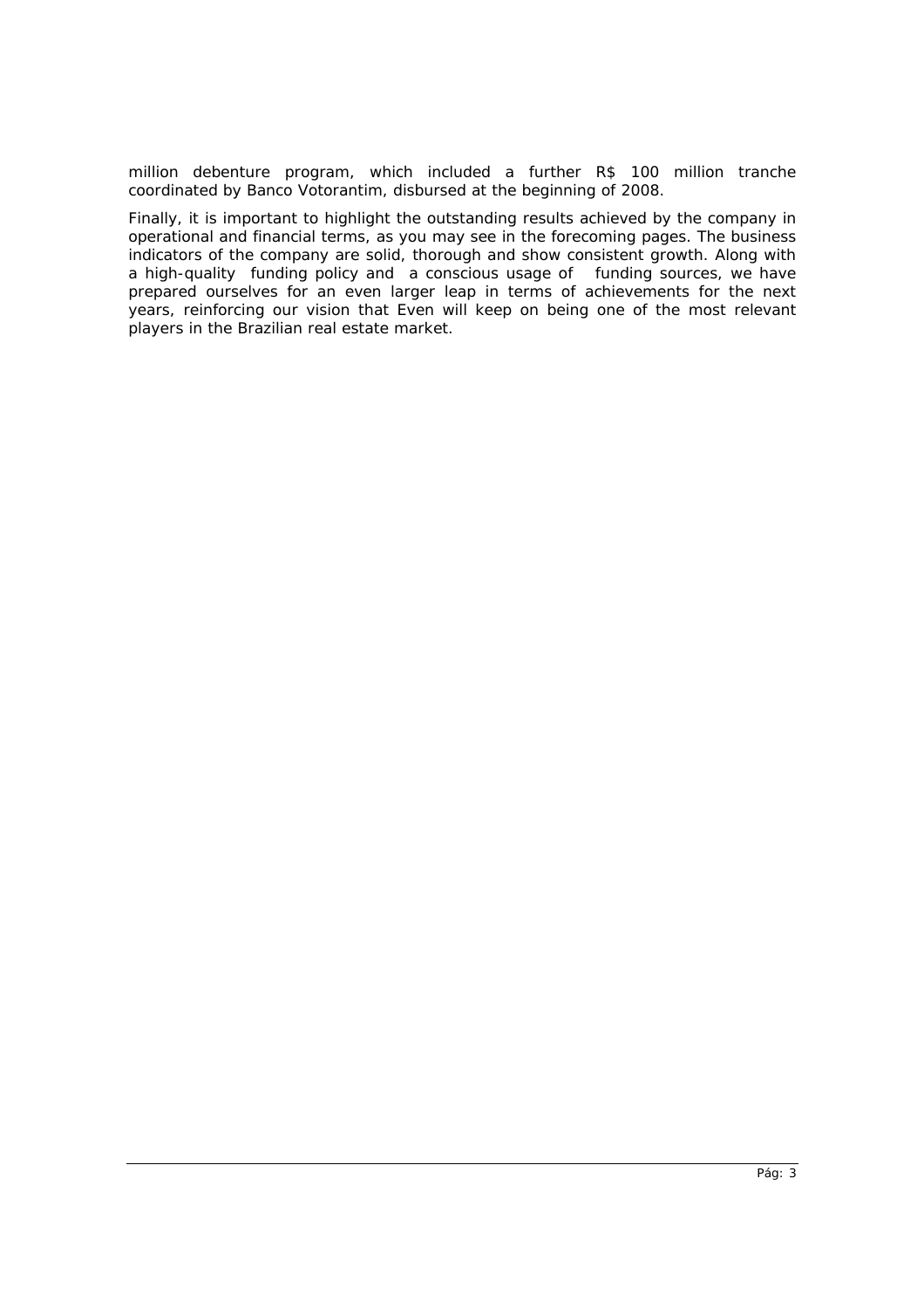million debenture program, which included a further R$ 100 million tranche coordinated by Banco Votorantim, disbursed at the beginning of 2008.

Finally, it is important to highlight the outstanding results achieved by the company in operational and financial terms, as you may see in the forecoming pages. The business indicators of the company are solid, thorough and show consistent growth. Along with a high-quality funding policy and a conscious usage of funding sources, we have prepared ourselves for an even larger leap in terms of achievements for the next years, reinforcing our vision that Even will keep on being one of the most relevant players in the Brazilian real estate market.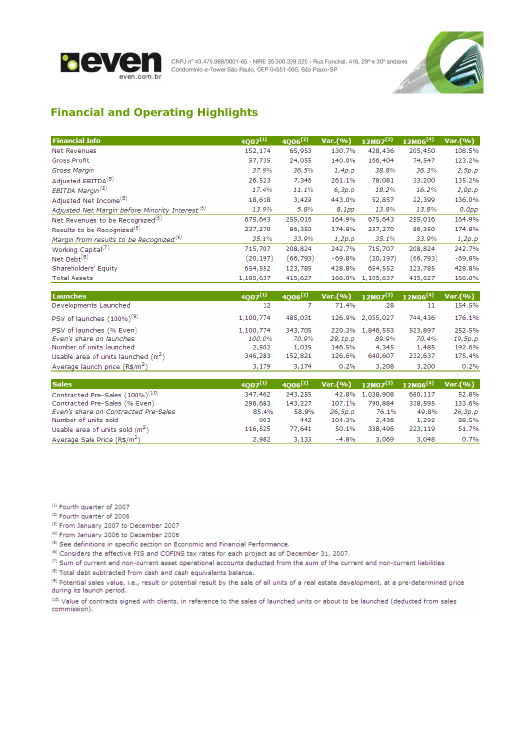CNPJ nº 43.470.988/0001-65 - NIRE 35.300.329.520 - Rua Funchal, 418, 29º e 30º andares
Condomínio e-Tower São Paulo, CEP 04551-060, São Paulo-SP

## Financial and Operating Highlights

| Financial Info | 4Q07[1] | 4Q06[2] | Var.(%) | 12M07[3] | 12M06[4] | Var.(%) |
|---|---|---|---|---|---|---|
| Net Revenues | 152,174 | 65,953 | 130.7% | 428,436 | 205,450 | 108.5% |
| Gross Profit | 57,735 | 24,055 | 140.0% | 166,404 | 74,547 | 123.2% |
| *Gross Margin* | *37.9%* | *36.5%* | *1,4p.p* | *38.8%* | *36.3%* | *2,5p.p* |
| Adjusted EBITDA[5] | 26,523 | 7,346 | 261.1% | 78,081 | 33,200 | 135.2% |
| *EBITDA Margin*[5] | *17.4%* | *11.1%* | *6,3p.p* | *18.2%* | *16.2%* | *2,0p.p* |
| Adjusted Net Income[5] | 18,618 | 3,429 | 443.0% | 52,857 | 22,399 | 136.0% |
| *Adjusted Net Margin before Minority Interest*[5] | *13.9%* | *5.8%* | *8,1pp* | *13.8%* | *13.8%* | *0,0pp* |
| Net Revenues to be Recognized[6] | 675,643 | 255,016 | 164.9% | 675,643 | 255,016 | 164.9% |
| Results to be Recognized[6] | 237,270 | 86,350 | 174.8% | 237,270 | 86,350 | 174.8% |
| *Margin from results to be Recognized*[6] | *35.1%* | *33.9%* | *1,2p.p* | *35.1%* | *33.9%* | *1,2p.p* |
| Working Capital[7] | 715,707 | 208,824 | 242.7% | 715,707 | 208,824 | 242.7% |
| Net Debt[8] | (20,197) | (66,793) | -69.8% | (20,197) | (66,793) | -69.8% |
| Shareholders' Equity | 654,552 | 123,785 | 428.8% | 654,552 | 123,785 | 428.8% |
| Total Assets | 1,105,637 | 415,627 | 166.0% | 1,105,637 | 415,627 | 166.0% |

| Launches | 4Q07[1] | 4Q06[2] | Var.(%) | 12M07[3] | 12M06[4] | Var.(%) |
|---|---|---|---|---|---|---|
| Developments Launched | 12 | 7 | 71.4% | 28 | 11 | 154.5% |
| PSV of launches (100%)[9] | 1,100,774 | 485,031 | 126.9% | 2,055,027 | 744,436 | 176.1% |
| PSV of launches (% Even) | 1,100,774 | 343,705 | 220.3% | 1,846,553 | 523,897 | 252.5% |
| *Even's share on launches* | *100.0%* | *70.9%* | *29,1p.p* | *89.9%* | *70.4%* | *19,5p.p* |
| Number of units launched | 2,502 | 1,015 | 146.5% | 4,345 | 1,485 | 192.6% |
| Usable area of units launched ($m^2$) | 346,283 | 152,821 | 126.6% | 640,607 | 232,637 | 175.4% |
| Average launch price (R\$/$m^2$) | 3,179 | 3,174 | 0.2% | 3,208 | 3,200 | 0.2% |

| Sales | 4Q07[1] | 4Q06[2] | Var.(%) | 12M07[3] | 12M06[4] | Var.(%) |
|---|---|---|---|---|---|---|
| Contracted Pre-Sales (100%)[10] | 347,462 | 243,255 | 42.8% | 1,038,908 | 680,117 | 52.8% |
| Contracted Pre-Sales (% Even) | 296,683 | 143,227 | 107.1% | 790,884 | 338,595 | 133.6% |
| *Even's share on Contracted Pre-Sales* | *85.4%* | *58.9%* | *26,5p.p* | *76.1%* | *49.8%* | *26,3p.p* |
| Number of units sold | 903 | 442 | 104.3% | 2,436 | 1,292 | 88.5% |
| Usable area of units sold ($m^2$) | 116,525 | 77,641 | 50.1% | 338,496 | 223,119 | 51.7% |
| Average Sale Price (R\$/$m^2$) | 2,982 | 3,133 | -4.8% | 3,069 | 3,048 | 0.7% |

[1] Fourth quarter of 2007
[2] Fourth quarter of 2006
[3] From January 2007 to December 2007
[4] From January 2006 to December 2006
[5] See definitions in specific section on Economic and Financial Performance.
[6] Considers the effective PIS and COFINS tax rates for each project as of December 31, 2007.
[7] Sum of current and non-current asset operational accounts deducted from the sum of the current and non-current liabilities
[8] Total debt subtracted from cash and cash equivalents balance.
[9] Potential sales value, i.e., result or potential result by the sale of all units of a real estate development, at a pre-determined price during its launch period.
[10] Value of contracts signed with clients, in reference to the sales of launched units or about to be launched (deducted from sales commission).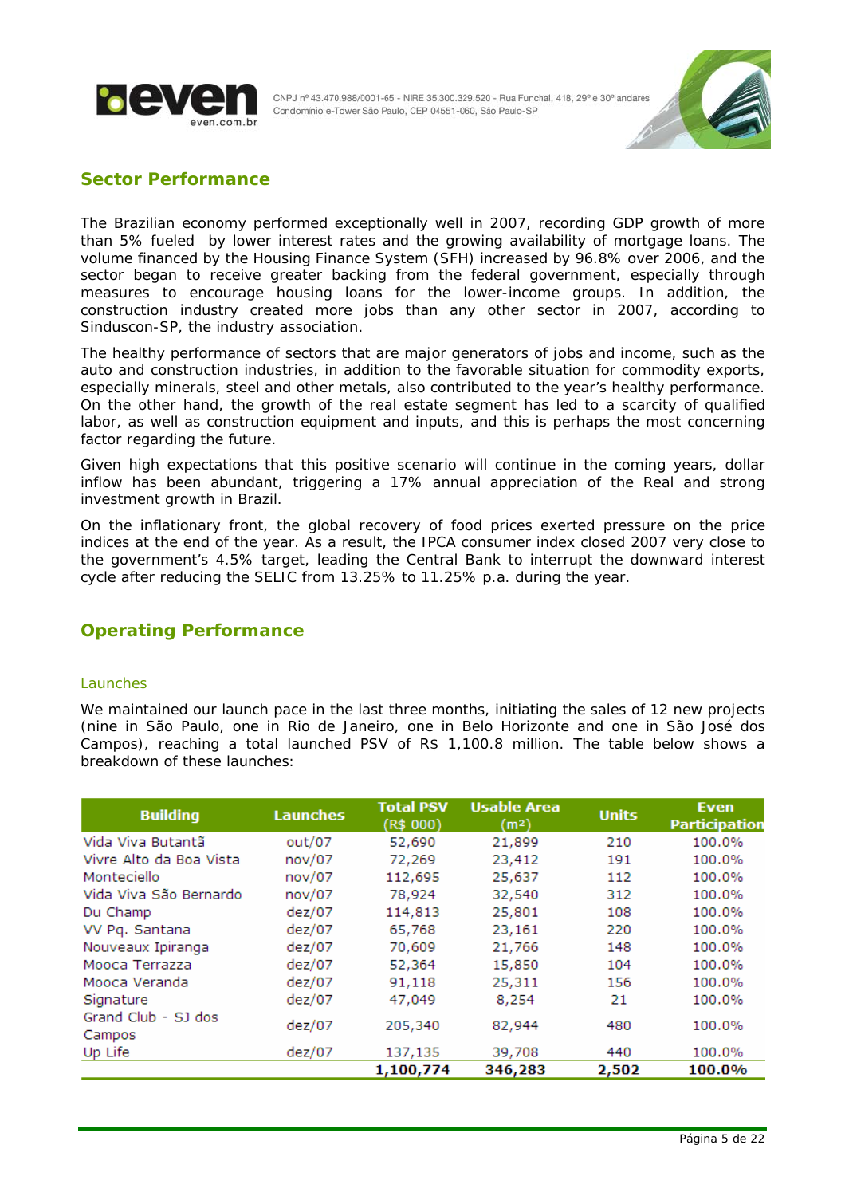## Sector Performance

The Brazilian economy performed exceptionally well in 2007, recording GDP growth of more than 5% fueled by lower interest rates and the growing availability of mortgage loans. The volume financed by the Housing Finance System (SFH) increased by 96.8% over 2006, and the sector began to receive greater backing from the federal government, especially through measures to encourage housing loans for the lower-income groups. In addition, the construction industry created more jobs than any other sector in 2007, according to Sinduscon-SP, the industry association.

The healthy performance of sectors that are major generators of jobs and income, such as the auto and construction industries, in addition to the favorable situation for commodity exports, especially minerals, steel and other metals, also contributed to the year's healthy performance. On the other hand, the growth of the real estate segment has led to a scarcity of qualified labor, as well as construction equipment and inputs, and this is perhaps the most concerning factor regarding the future.

Given high expectations that this positive scenario will continue in the coming years, dollar inflow has been abundant, triggering a 17% annual appreciation of the Real and strong investment growth in Brazil.

On the inflationary front, the global recovery of food prices exerted pressure on the price indices at the end of the year. As a result, the IPCA consumer index closed 2007 very close to the government's 4.5% target, leading the Central Bank to interrupt the downward interest cycle after reducing the SELIC from 13.25% to 11.25% p.a. during the year.

## Operating Performance

### Launches

We maintained our launch pace in the last three months, initiating the sales of 12 new projects (nine in São Paulo, one in Rio de Janeiro, one in Belo Horizonte and one in São José dos Campos), reaching a total launched PSV of R$ 1,100.8 million. The table below shows a breakdown of these launches:

| Building | Launches | Total PSV (R$ 000) | Usable Area (m²) | Units | Even Participation |
|---|---|---|---|---|---|
| Vida Viva Butantã | out/07 | 52,690 | 21,899 | 210 | 100.0% |
| Vivre Alto da Boa Vista | nov/07 | 72,269 | 23,412 | 191 | 100.0% |
| Monteciello | nov/07 | 112,695 | 25,637 | 112 | 100.0% |
| Vida Viva São Bernardo | nov/07 | 78,924 | 32,540 | 312 | 100.0% |
| Du Champ | dez/07 | 114,813 | 25,801 | 108 | 100.0% |
| VV Pq. Santana | dez/07 | 65,768 | 23,161 | 220 | 100.0% |
| Nouveaux Ipiranga | dez/07 | 70,609 | 21,766 | 148 | 100.0% |
| Mooca Terrazza | dez/07 | 52,364 | 15,850 | 104 | 100.0% |
| Mooca Veranda | dez/07 | 91,118 | 25,311 | 156 | 100.0% |
| Signature | dez/07 | 47,049 | 8,254 | 21 | 100.0% |
| Grand Club - SJ dos Campos | dez/07 | 205,340 | 82,944 | 480 | 100.0% |
| Up Life | dez/07 | 137,135 | 39,708 | 440 | 100.0% |
| | | **1,100,774** | **346,283** | **2,502** | **100.0%** |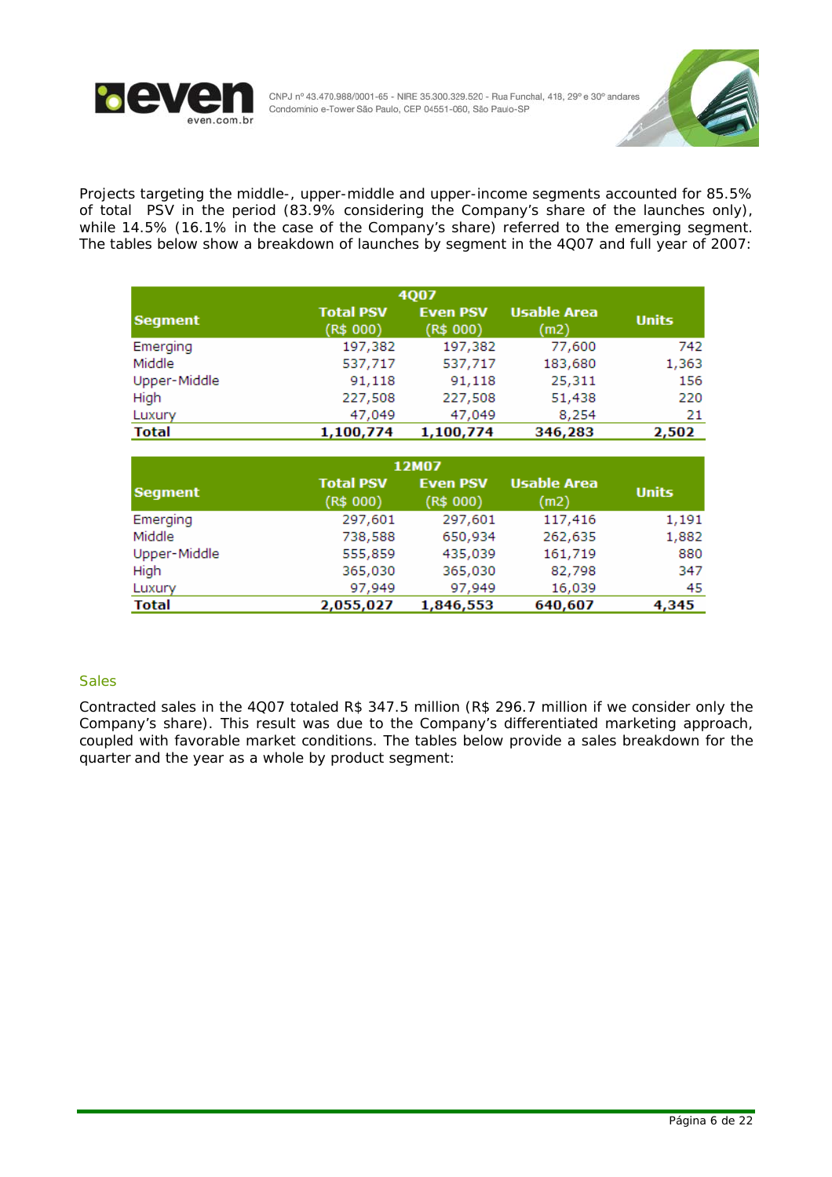Projects targeting the middle-, upper-middle and upper-income segments accounted for 85.5% of total PSV in the period (83.9% considering the Company's share of the launches only), while 14.5% (16.1% in the case of the Company's share) referred to the emerging segment. The tables below show a breakdown of launches by segment in the 4Q07 and full year of 2007:

| Segment | 4Q07 Total PSV (R$ 000) | Even PSV (R$ 000) | Usable Area (m2) | Units |
|---|---|---|---|---|
| Emerging | 197,382 | 197,382 | 77,600 | 742 |
| Middle | 537,717 | 537,717 | 183,680 | 1,363 |
| Upper-Middle | 91,118 | 91,118 | 25,311 | 156 |
| High | 227,508 | 227,508 | 51,438 | 220 |
| Luxury | 47,049 | 47,049 | 8,254 | 21 |
| **Total** | **1,100,774** | **1,100,774** | **346,283** | **2,502** |

| Segment | 12M07 Total PSV (R$ 000) | Even PSV (R$ 000) | Usable Area (m2) | Units |
|---|---|---|---|---|
| Emerging | 297,601 | 297,601 | 117,416 | 1,191 |
| Middle | 738,588 | 650,934 | 262,635 | 1,882 |
| Upper-Middle | 555,859 | 435,039 | 161,719 | 880 |
| High | 365,030 | 365,030 | 82,798 | 347 |
| Luxury | 97,949 | 97,949 | 16,039 | 45 |
| **Total** | **2,055,027** | **1,846,553** | **640,607** | **4,345** |

## Sales

Contracted sales in the 4Q07 totaled R$ 347.5 million (R$ 296.7 million if we consider only the Company's share). This result was due to the Company's differentiated marketing approach, coupled with favorable market conditions. The tables below provide a sales breakdown for the quarter and the year as a whole by product segment: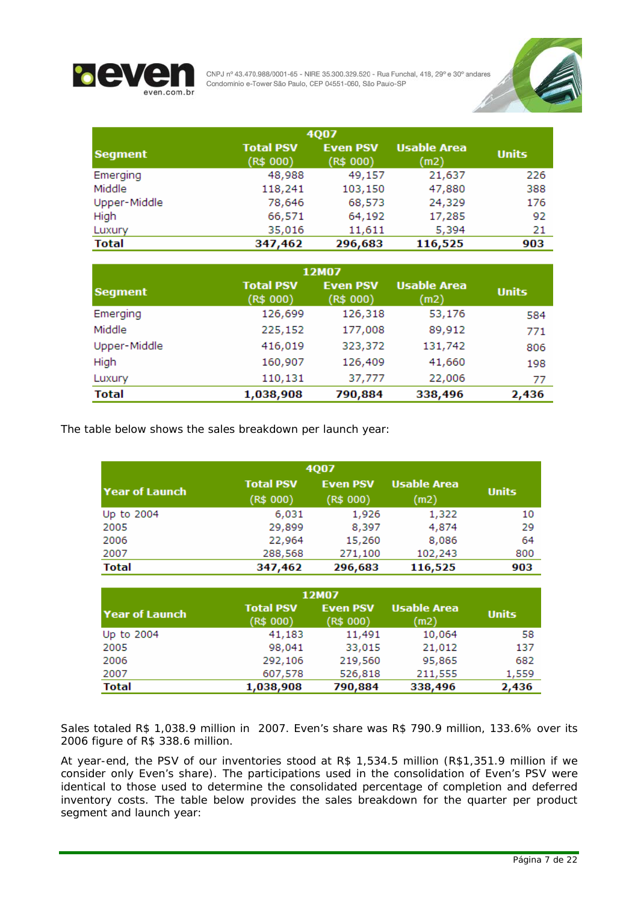| Segment | 4Q07 Total PSV (R$ 000) | Even PSV (R$ 000) | Usable Area (m2) | Units |
|---|---|---|---|---|
| Emerging | 48,988 | 49,157 | 21,637 | 226 |
| Middle | 118,241 | 103,150 | 47,880 | 388 |
| Upper-Middle | 78,646 | 68,573 | 24,329 | 176 |
| High | 66,571 | 64,192 | 17,285 | 92 |
| Luxury | 35,016 | 11,611 | 5,394 | 21 |
| **Total** | **347,462** | **296,683** | **116,525** | **903** |

| Segment | 12M07 Total PSV (R$ 000) | Even PSV (R$ 000) | Usable Area (m2) | Units |
|---|---|---|---|---|
| Emerging | 126,699 | 126,318 | 53,176 | 584 |
| Middle | 225,152 | 177,008 | 89,912 | 771 |
| Upper-Middle | 416,019 | 323,372 | 131,742 | 806 |
| High | 160,907 | 126,409 | 41,660 | 198 |
| Luxury | 110,131 | 37,777 | 22,006 | 77 |
| **Total** | **1,038,908** | **790,884** | **338,496** | **2,436** |

The table below shows the sales breakdown per launch year:

| Year of Launch | 4Q07 Total PSV (R$ 000) | Even PSV (R$ 000) | Usable Area (m2) | Units |
|---|---|---|---|---|
| Up to 2004 | 6,031 | 1,926 | 1,322 | 10 |
| 2005 | 29,899 | 8,397 | 4,874 | 29 |
| 2006 | 22,964 | 15,260 | 8,086 | 64 |
| 2007 | 288,568 | 271,100 | 102,243 | 800 |
| **Total** | **347,462** | **296,683** | **116,525** | **903** |

| Year of Launch | 12M07 Total PSV (R$ 000) | Even PSV (R$ 000) | Usable Area (m2) | Units |
|---|---|---|---|---|
| Up to 2004 | 41,183 | 11,491 | 10,064 | 58 |
| 2005 | 98,041 | 33,015 | 21,012 | 137 |
| 2006 | 292,106 | 219,560 | 95,865 | 682 |
| 2007 | 607,578 | 526,818 | 211,555 | 1,559 |
| **Total** | **1,038,908** | **790,884** | **338,496** | **2,436** |

Sales totaled R$ 1,038.9 million in 2007. Even's share was R$ 790.9 million, 133.6% over its 2006 figure of R$ 338.6 million.

At year-end, the PSV of our inventories stood at R$ 1,534.5 million (R$1,351.9 million if we consider only Even's share). The participations used in the consolidation of Even's PSV were identical to those used to determine the consolidated percentage of completion and deferred inventory costs. The table below provides the sales breakdown for the quarter per product segment and launch year: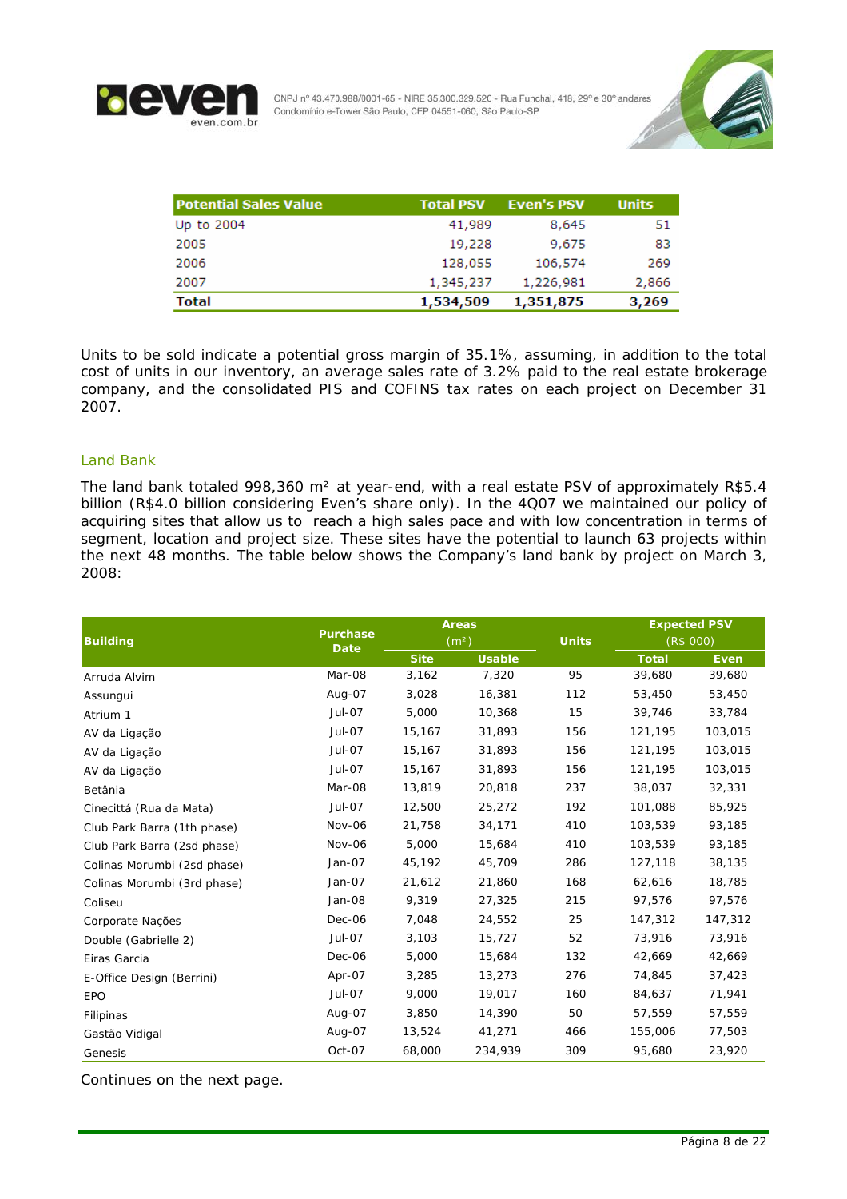| Potential Sales Value | Total PSV | Even's PSV | Units |
|---|---|---|---|
| Up to 2004 | 41,989 | 8,645 | 51 |
| 2005 | 19,228 | 9,675 | 83 |
| 2006 | 128,055 | 106,574 | 269 |
| 2007 | 1,345,237 | 1,226,981 | 2,866 |
| **Total** | **1,534,509** | **1,351,875** | **3,269** |

Units to be sold indicate a potential gross margin of 35.1%, assuming, in addition to the total cost of units in our inventory, an average sales rate of 3.2% paid to the real estate brokerage company, and the consolidated PIS and COFINS tax rates on each project on December 31 2007.

## Land Bank

The land bank totaled 998,360 m² at year-end, with a real estate PSV of approximately R$5.4 billion (R$4.0 billion considering Even's share only). In the 4Q07 we maintained our policy of acquiring sites that allow us to reach a high sales pace and with low concentration in terms of segment, location and project size. These sites have the potential to launch 63 projects within the next 48 months. The table below shows the Company's land bank by project on March 3, 2008:

| Building | Purchase Date | Areas (m²) | | Units | Expected PSV (R$ 000) | |
|---|---|---|---|---|---|---|
| | | Site | Usable | | Total | Even |
| Arruda Alvim | Mar-08 | 3,162 | 7,320 | 95 | 39,680 | 39,680 |
| Assungui | Aug-07 | 3,028 | 16,381 | 112 | 53,450 | 53,450 |
| Atrium 1 | Jul-07 | 5,000 | 10,368 | 15 | 39,746 | 33,784 |
| AV da Ligação | Jul-07 | 15,167 | 31,893 | 156 | 121,195 | 103,015 |
| AV da Ligação | Jul-07 | 15,167 | 31,893 | 156 | 121,195 | 103,015 |
| AV da Ligação | Jul-07 | 15,167 | 31,893 | 156 | 121,195 | 103,015 |
| Betânia | Mar-08 | 13,819 | 20,818 | 237 | 38,037 | 32,331 |
| Cinecittá (Rua da Mata) | Jul-07 | 12,500 | 25,272 | 192 | 101,088 | 85,925 |
| Club Park Barra (1th phase) | Nov-06 | 21,758 | 34,171 | 410 | 103,539 | 93,185 |
| Club Park Barra (2sd phase) | Nov-06 | 5,000 | 15,684 | 410 | 103,539 | 93,185 |
| Colinas Morumbi (2sd phase) | Jan-07 | 45,192 | 45,709 | 286 | 127,118 | 38,135 |
| Colinas Morumbi (3rd phase) | Jan-07 | 21,612 | 21,860 | 168 | 62,616 | 18,785 |
| Coliseu | Jan-08 | 9,319 | 27,325 | 215 | 97,576 | 97,576 |
| Corporate Nações | Dec-06 | 7,048 | 24,552 | 25 | 147,312 | 147,312 |
| Double (Gabrielle 2) | Jul-07 | 3,103 | 15,727 | 52 | 73,916 | 73,916 |
| Eiras Garcia | Dec-06 | 5,000 | 15,684 | 132 | 42,669 | 42,669 |
| E-Office Design (Berrini) | Apr-07 | 3,285 | 13,273 | 276 | 74,845 | 37,423 |
| EPO | Jul-07 | 9,000 | 19,017 | 160 | 84,637 | 71,941 |
| Filipinas | Aug-07 | 3,850 | 14,390 | 50 | 57,559 | 57,559 |
| Gastão Vidigal | Aug-07 | 13,524 | 41,271 | 466 | 155,006 | 77,503 |
| Genesis | Oct-07 | 68,000 | 234,939 | 309 | 95,680 | 23,920 |

Continues on the next page.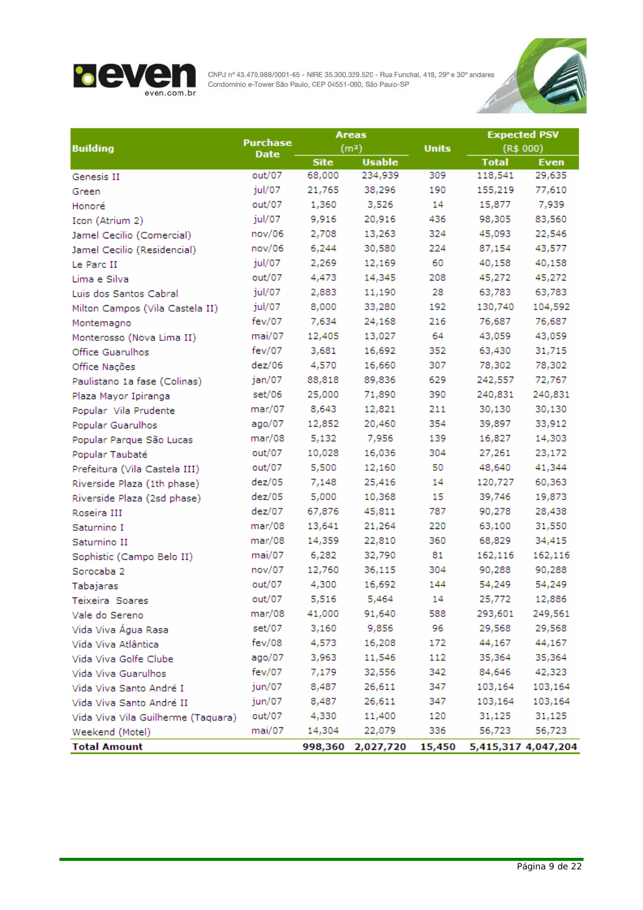| Building | Purchase Date | Areas (m²) | | Units | Expected PSV (R$ 000) | |
|---|---|---|---|---|---|---|
| | | Site | Usable | | Total | Even |
| Genesis II | out/07 | 68,000 | 234,939 | 309 | 118,541 | 29,635 |
| Green | jul/07 | 21,765 | 38,296 | 190 | 155,219 | 77,610 |
| Honoré | out/07 | 1,360 | 3,526 | 14 | 15,877 | 7,939 |
| Icon (Atrium 2) | jul/07 | 9,916 | 20,916 | 436 | 98,305 | 83,560 |
| Jamel Cecilio (Comercial) | nov/06 | 2,708 | 13,263 | 324 | 45,093 | 22,546 |
| Jamel Cecilio (Residencial) | nov/06 | 6,244 | 30,580 | 224 | 87,154 | 43,577 |
| Le Parc II | jul/07 | 2,269 | 12,169 | 60 | 40,158 | 40,158 |
| Lima e Silva | out/07 | 4,473 | 14,345 | 208 | 45,272 | 45,272 |
| Luis dos Santos Cabral | jul/07 | 2,883 | 11,190 | 28 | 63,783 | 63,783 |
| Milton Campos (Vila Castela II) | jul/07 | 8,000 | 33,280 | 192 | 130,740 | 104,592 |
| Montemagno | fev/07 | 7,634 | 24,168 | 216 | 76,687 | 76,687 |
| Monterosso (Nova Lima II) | mai/07 | 12,405 | 13,027 | 64 | 43,059 | 43,059 |
| Office Guarulhos | fev/07 | 3,681 | 16,692 | 352 | 63,430 | 31,715 |
| Office Nações | dez/06 | 4,570 | 16,660 | 307 | 78,302 | 78,302 |
| Paulistano 1a fase (Colinas) | jan/07 | 88,818 | 89,836 | 629 | 242,557 | 72,767 |
| Plaza Mayor Ipiranga | set/06 | 25,000 | 71,890 | 390 | 240,831 | 240,831 |
| Popular Vila Prudente | mar/07 | 8,643 | 12,821 | 211 | 30,130 | 30,130 |
| Popular Guarulhos | ago/07 | 12,852 | 20,460 | 354 | 39,897 | 33,912 |
| Popular Parque São Lucas | mar/08 | 5,132 | 7,956 | 139 | 16,827 | 14,303 |
| Popular Taubaté | out/07 | 10,028 | 16,036 | 304 | 27,261 | 23,172 |
| Prefeitura (Vila Castela III) | out/07 | 5,500 | 12,160 | 50 | 48,640 | 41,344 |
| Riverside Plaza (1th phase) | dez/05 | 7,148 | 25,416 | 14 | 120,727 | 60,363 |
| Riverside Plaza (2sd phase) | dez/05 | 5,000 | 10,368 | 15 | 39,746 | 19,873 |
| Roseira III | dez/07 | 67,876 | 45,811 | 787 | 90,278 | 28,438 |
| Saturnino I | mar/08 | 13,641 | 21,264 | 220 | 63,100 | 31,550 |
| Saturnino II | mar/08 | 14,359 | 22,810 | 360 | 68,829 | 34,415 |
| Sophistic (Campo Belo II) | mai/07 | 6,282 | 32,790 | 81 | 162,116 | 162,116 |
| Sorocaba 2 | nov/07 | 12,760 | 36,115 | 304 | 90,288 | 90,288 |
| Tabajaras | out/07 | 4,300 | 16,692 | 144 | 54,249 | 54,249 |
| Teixeira Soares | out/07 | 5,516 | 5,464 | 14 | 25,772 | 12,886 |
| Vale do Sereno | mar/08 | 41,000 | 91,640 | 588 | 293,601 | 249,561 |
| Vida Viva Água Rasa | set/07 | 3,160 | 9,856 | 96 | 29,568 | 29,568 |
| Vida Viva Atlântica | fev/08 | 4,573 | 16,208 | 172 | 44,167 | 44,167 |
| Vida Viva Golfe Clube | ago/07 | 3,963 | 11,546 | 112 | 35,364 | 35,364 |
| Vida Viva Guarulhos | fev/07 | 7,179 | 32,556 | 342 | 84,646 | 42,323 |
| Vida Viva Santo André I | jun/07 | 8,487 | 26,611 | 347 | 103,164 | 103,164 |
| Vida Viva Santo André II | jun/07 | 8,487 | 26,611 | 347 | 103,164 | 103,164 |
| Vida Viva Vila Guilherme (Taquara) | out/07 | 4,330 | 11,400 | 120 | 31,125 | 31,125 |
| Weekend (Motel) | mai/07 | 14,304 | 22,079 | 336 | 56,723 | 56,723 |
| **Total Amount** | | **998,360** | **2,027,720** | **15,450** | **5,415,317** | **4,047,204** |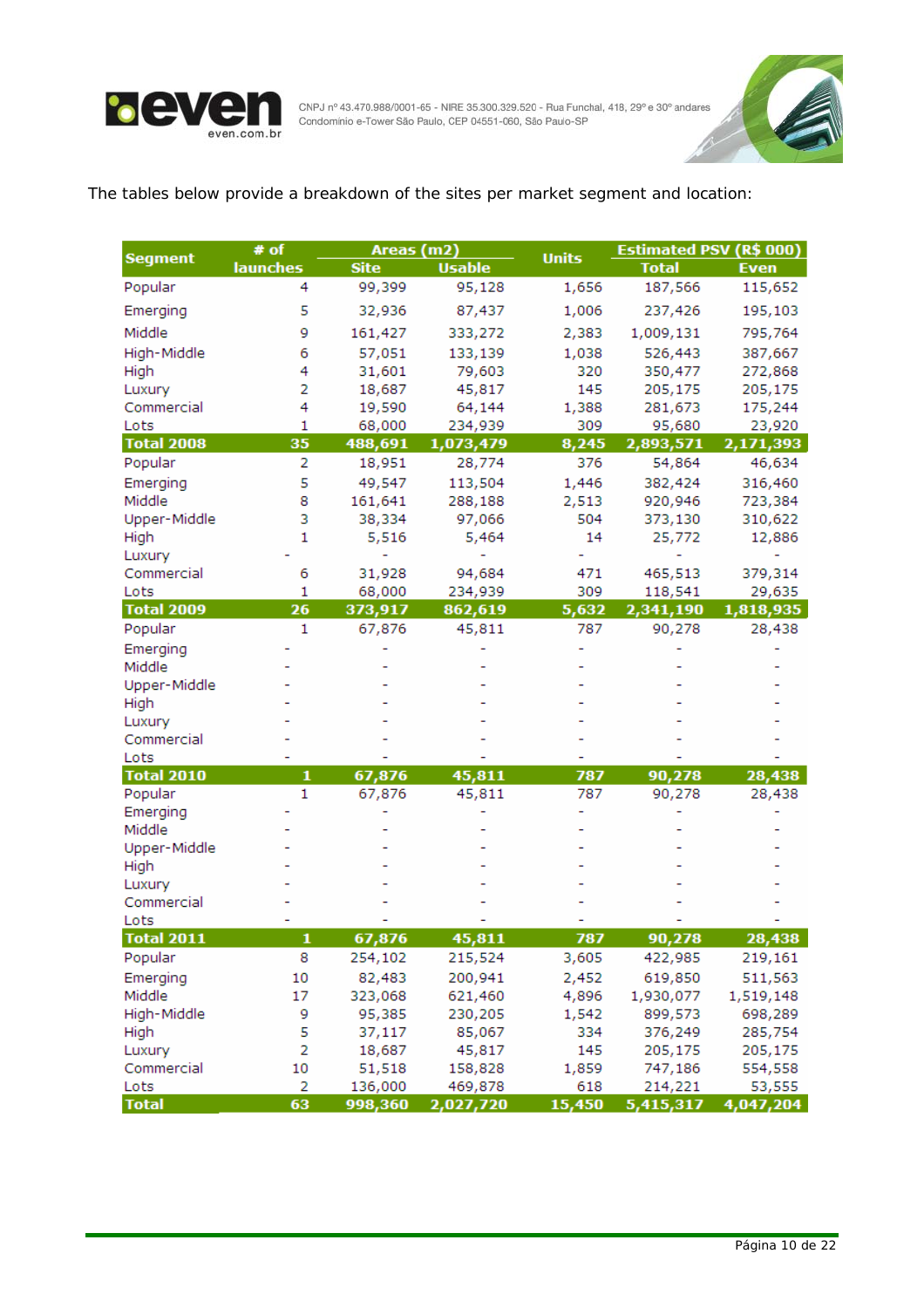The tables below provide a breakdown of the sites per market segment and location:

| Segment | # of launches | Areas (m2) | | Units | Estimated PSV (R$ 000) | |
|---|---|---|---|---|---|---|
| | | Site | Usable | | Total | Even |
| Popular | 4 | 99,399 | 95,128 | 1,656 | 187,566 | 115,652 |
| Emerging | 5 | 32,936 | 87,437 | 1,006 | 237,426 | 195,103 |
| Middle | 9 | 161,427 | 333,272 | 2,383 | 1,009,131 | 795,764 |
| High-Middle | 6 | 57,051 | 133,139 | 1,038 | 526,443 | 387,667 |
| High | 4 | 31,601 | 79,603 | 320 | 350,477 | 272,868 |
| Luxury | 2 | 18,687 | 45,817 | 145 | 205,175 | 205,175 |
| Commercial | 4 | 19,590 | 64,144 | 1,388 | 281,673 | 175,244 |
| Lots | 1 | 68,000 | 234,939 | 309 | 95,680 | 23,920 |
| **Total 2008** | **35** | **488,691** | **1,073,479** | **8,245** | **2,893,571** | **2,171,393** |
| Popular | 2 | 18,951 | 28,774 | 376 | 54,864 | 46,634 |
| Emerging | 5 | 49,547 | 113,504 | 1,446 | 382,424 | 316,460 |
| Middle | 8 | 161,641 | 288,188 | 2,513 | 920,946 | 723,384 |
| Upper-Middle | 3 | 38,334 | 97,066 | 504 | 373,130 | 310,622 |
| High | 1 | 5,516 | 5,464 | 14 | 25,772 | 12,886 |
| Luxury | - | - | - | - | - | - |
| Commercial | 6 | 31,928 | 94,684 | 471 | 465,513 | 379,314 |
| Lots | 1 | 68,000 | 234,939 | 309 | 118,541 | 29,635 |
| **Total 2009** | **26** | **373,917** | **862,619** | **5,632** | **2,341,190** | **1,818,935** |
| Popular | 1 | 67,876 | 45,811 | 787 | 90,278 | 28,438 |
| Emerging | - | - | - | - | - | - |
| Middle | - | - | - | - | - | - |
| Upper-Middle | - | - | - | - | - | - |
| High | - | - | - | - | - | - |
| Luxury | - | - | - | - | - | - |
| Commercial | - | - | - | - | - | - |
| Lots | - | - | - | - | - | - |
| **Total 2010** | **1** | **67,876** | **45,811** | **787** | **90,278** | **28,438** |
| Popular | 1 | 67,876 | 45,811 | 787 | 90,278 | 28,438 |
| Emerging | - | - | - | - | - | - |
| Middle | - | - | - | - | - | - |
| Upper-Middle | - | - | - | - | - | - |
| High | - | - | - | - | - | - |
| Luxury | - | - | - | - | - | - |
| Commercial | - | - | - | - | - | - |
| Lots | - | - | - | - | - | - |
| **Total 2011** | **1** | **67,876** | **45,811** | **787** | **90,278** | **28,438** |
| Popular | 8 | 254,102 | 215,524 | 3,605 | 422,985 | 219,161 |
| Emerging | 10 | 82,483 | 200,941 | 2,452 | 619,850 | 511,563 |
| Middle | 17 | 323,068 | 621,460 | 4,896 | 1,930,077 | 1,519,148 |
| High-Middle | 9 | 95,385 | 230,205 | 1,542 | 899,573 | 698,289 |
| High | 5 | 37,117 | 85,067 | 334 | 376,249 | 285,754 |
| Luxury | 2 | 18,687 | 45,817 | 145 | 205,175 | 205,175 |
| Commercial | 10 | 51,518 | 158,828 | 1,859 | 747,186 | 554,558 |
| Lots | 2 | 136,000 | 469,878 | 618 | 214,221 | 53,555 |
| **Total** | **63** | **998,360** | **2,027,720** | **15,450** | **5,415,317** | **4,047,204** |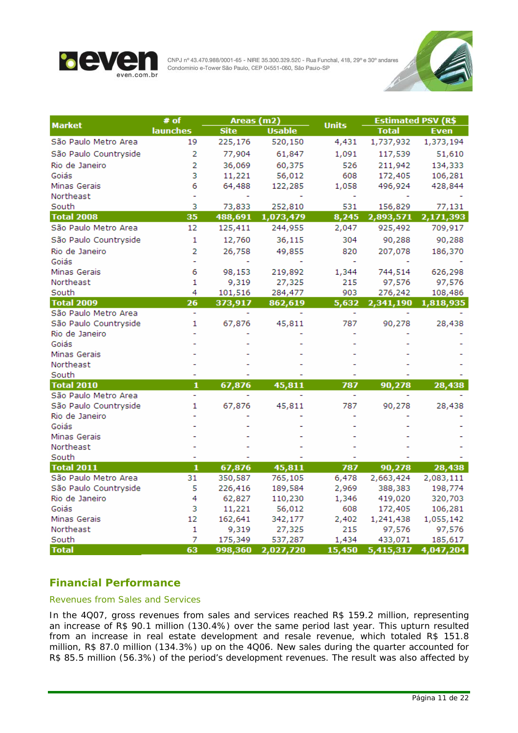| Market | # of launches | Areas (m2) | | Units | Estimated PSV (R$ | |
|---|---|---|---|---|---|---|
| | | Site | Usable | | Total | Even |
| São Paulo Metro Area | 19 | 225,176 | 520,150 | 4,431 | 1,737,932 | 1,373,194 |
| São Paulo Countryside | 2 | 77,904 | 61,847 | 1,091 | 117,539 | 51,610 |
| Rio de Janeiro | 2 | 36,069 | 60,375 | 526 | 211,942 | 134,333 |
| Goiás | 3 | 11,221 | 56,012 | 608 | 172,405 | 106,281 |
| Minas Gerais | 6 | 64,488 | 122,285 | 1,058 | 496,924 | 428,844 |
| Northeast | - | - | - | - | - | - |
| South | 3 | 73,833 | 252,810 | 531 | 156,829 | 77,131 |
| **Total 2008** | **35** | **488,691** | **1,073,479** | **8,245** | **2,893,571** | **2,171,393** |
| São Paulo Metro Area | 12 | 125,411 | 244,955 | 2,047 | 925,492 | 709,917 |
| São Paulo Countryside | 1 | 12,760 | 36,115 | 304 | 90,288 | 90,288 |
| Rio de Janeiro | 2 | 26,758 | 49,855 | 820 | 207,078 | 186,370 |
| Goiás | - | - | - | - | - | - |
| Minas Gerais | 6 | 98,153 | 219,892 | 1,344 | 744,514 | 626,298 |
| Northeast | 1 | 9,319 | 27,325 | 215 | 97,576 | 97,576 |
| South | 4 | 101,516 | 284,477 | 903 | 276,242 | 108,486 |
| **Total 2009** | **26** | **373,917** | **862,619** | **5,632** | **2,341,190** | **1,818,935** |
| São Paulo Metro Area | - | - | - | - | - | - |
| São Paulo Countryside | 1 | 67,876 | 45,811 | 787 | 90,278 | 28,438 |
| Rio de Janeiro | - | - | - | - | - | - |
| Goiás | - | - | - | - | - | - |
| Minas Gerais | - | - | - | - | - | - |
| Northeast | - | - | - | - | - | - |
| South | - | - | - | - | - | - |
| **Total 2010** | **1** | **67,876** | **45,811** | **787** | **90,278** | **28,438** |
| São Paulo Metro Area | - | - | - | - | - | - |
| São Paulo Countryside | 1 | 67,876 | 45,811 | 787 | 90,278 | 28,438 |
| Rio de Janeiro | - | - | - | - | - | - |
| Goiás | - | - | - | - | - | - |
| Minas Gerais | - | - | - | - | - | - |
| Northeast | - | - | - | - | - | - |
| South | - | - | - | - | - | - |
| **Total 2011** | **1** | **67,876** | **45,811** | **787** | **90,278** | **28,438** |
| São Paulo Metro Area | 31 | 350,587 | 765,105 | 6,478 | 2,663,424 | 2,083,111 |
| São Paulo Countryside | 5 | 226,416 | 189,584 | 2,969 | 388,383 | 198,774 |
| Rio de Janeiro | 4 | 62,827 | 110,230 | 1,346 | 419,020 | 320,703 |
| Goiás | 3 | 11,221 | 56,012 | 608 | 172,405 | 106,281 |
| Minas Gerais | 12 | 162,641 | 342,177 | 2,402 | 1,241,438 | 1,055,142 |
| Northeast | 1 | 9,319 | 27,325 | 215 | 97,576 | 97,576 |
| South | 7 | 175,349 | 537,287 | 1,434 | 433,071 | 185,617 |
| **Total** | **63** | **998,360** | **2,027,720** | **15,450** | **5,415,317** | **4,047,204** |

## Financial Performance

### Revenues from Sales and Services

In the 4Q07, gross revenues from sales and services reached R$ 159.2 million, representing an increase of R$ 90.1 million (130.4%) over the same period last year. This upturn resulted from an increase in real estate development and resale revenue, which totaled R$ 151.8 million, R$ 87.0 million (134.3%) up on the 4Q06. New sales during the quarter accounted for R$ 85.5 million (56.3%) of the period's development revenues. The result was also affected by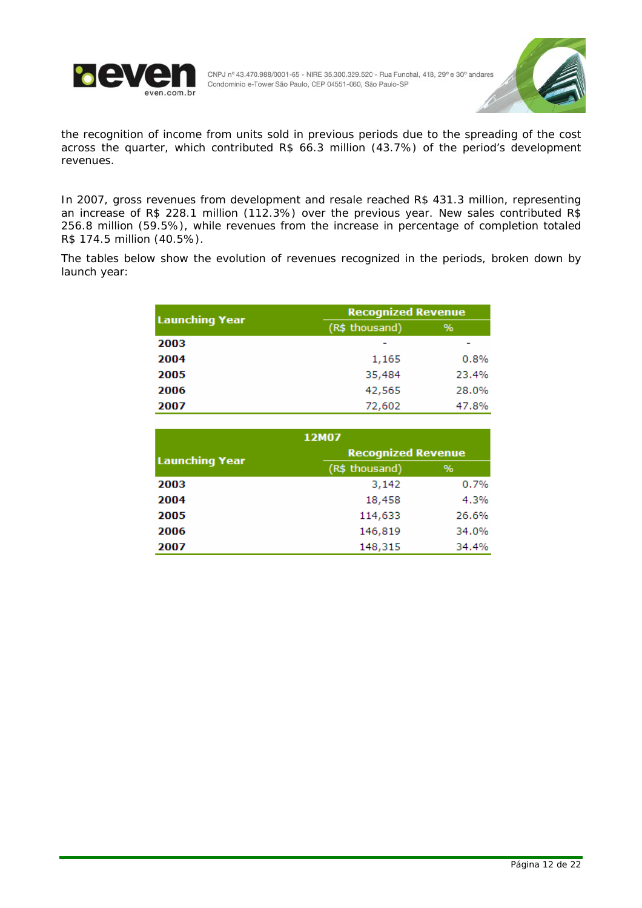the recognition of income from units sold in previous periods due to the spreading of the cost across the quarter, which contributed R$ 66.3 million (43.7%) of the period's development revenues.

In 2007, gross revenues from development and resale reached R$ 431.3 million, representing an increase of R$ 228.1 million (112.3%) over the previous year. New sales contributed R$ 256.8 million (59.5%), while revenues from the increase in percentage of completion totaled R$ 174.5 million (40.5%).

The tables below show the evolution of revenues recognized in the periods, broken down by launch year:

| Launching Year | Recognized Revenue | |
|---|---|---|
| | (R$ thousand) | % |
| 2003 | - | - |
| 2004 | 1,165 | 0.8% |
| 2005 | 35,484 | 23.4% |
| 2006 | 42,565 | 28.0% |
| 2007 | 72,602 | 47.8% |

| Launching Year | 12M07 | |
|---|---|---|
| | Recognized Revenue | |
| | (R$ thousand) | % |
| 2003 | 3,142 | 0.7% |
| 2004 | 18,458 | 4.3% |
| 2005 | 114,633 | 26.6% |
| 2006 | 146,819 | 34.0% |
| 2007 | 148,315 | 34.4% |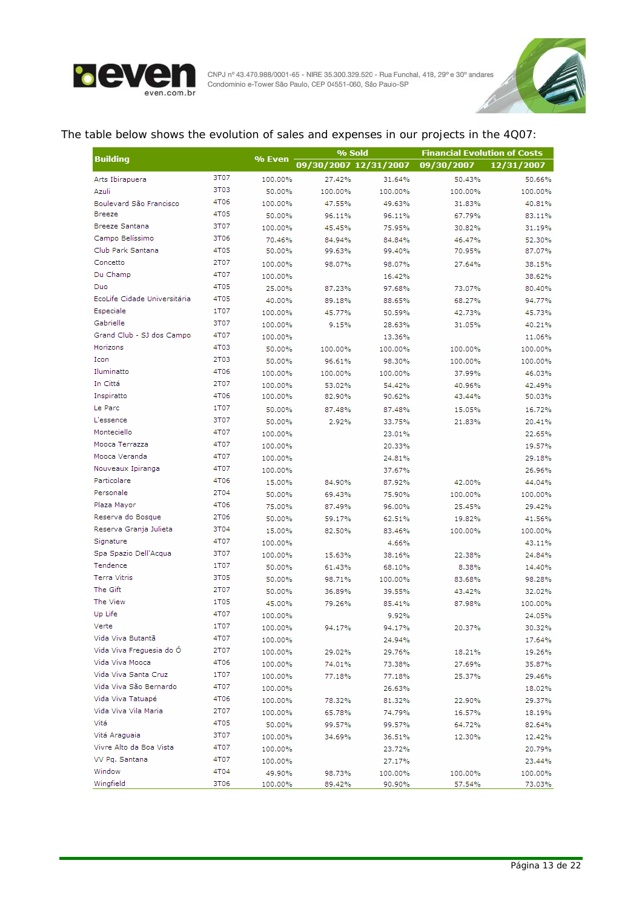The table below shows the evolution of sales and expenses in our projects in the 4Q07:

| Building | | % Even | % Sold | | Financial Evolution of Costs | |
|---|---|---|---|---|---|---|
| | | | 09/30/2007 | 12/31/2007 | 09/30/2007 | 12/31/2007 |
| Arts Ibirapuera | 3T07 | 100.00% | 27.42% | 31.64% | 50.43% | 50.66% |
| Azuli | 3T03 | 50.00% | 100.00% | 100.00% | 100.00% | 100.00% |
| Boulevard São Francisco | 4T06 | 100.00% | 47.55% | 49.63% | 31.83% | 40.81% |
| Breeze | 4T05 | 50.00% | 96.11% | 96.11% | 67.79% | 83.11% |
| Breeze Santana | 3T07 | 100.00% | 45.45% | 75.95% | 30.82% | 31.19% |
| Campo Belíssimo | 3T06 | 70.46% | 84.94% | 84.84% | 46.47% | 52.30% |
| Club Park Santana | 4T05 | 50.00% | 99.63% | 99.40% | 70.95% | 87.07% |
| Concetto | 2T07 | 100.00% | 98.07% | 98.07% | 27.64% | 38.15% |
| Du Champ | 4T07 | 100.00% | | 16.42% | | 38.62% |
| Duo | 4T05 | 25.00% | 87.23% | 97.68% | 73.07% | 80.40% |
| EcoLife Cidade Universitária | 4T05 | 40.00% | 89.18% | 88.65% | 68.27% | 94.77% |
| Especiale | 1T07 | 100.00% | 45.77% | 50.59% | 42.73% | 45.73% |
| Gabrielle | 3T07 | 100.00% | 9.15% | 28.63% | 31.05% | 40.21% |
| Grand Club - SJ dos Campo | 4T07 | 100.00% | | 13.36% | | 11.06% |
| Horizons | 4T03 | 50.00% | 100.00% | 100.00% | 100.00% | 100.00% |
| Icon | 2T03 | 50.00% | 96.61% | 98.30% | 100.00% | 100.00% |
| Iluminatto | 4T06 | 100.00% | 100.00% | 100.00% | 37.99% | 46.03% |
| In Città | 2T07 | 100.00% | 53.02% | 54.42% | 40.96% | 42.49% |
| Inspiratto | 4T06 | 100.00% | 82.90% | 90.62% | 43.44% | 50.03% |
| Le Parc | 1T07 | 50.00% | 87.48% | 87.48% | 15.05% | 16.72% |
| L'essence | 3T07 | 50.00% | 2.92% | 33.75% | 21.83% | 20.41% |
| Monteciello | 4T07 | 100.00% | | 23.01% | | 22.65% |
| Mooca Terrazza | 4T07 | 100.00% | | 20.33% | | 19.57% |
| Mooca Veranda | 4T07 | 100.00% | | 24.81% | | 29.18% |
| Nouveaux Ipiranga | 4T07 | 100.00% | | 37.67% | | 26.96% |
| Particolare | 4T06 | 15.00% | 84.90% | 87.92% | 42.00% | 44.04% |
| Personale | 2T04 | 50.00% | 69.43% | 75.90% | 100.00% | 100.00% |
| Plaza Mayor | 4T06 | 75.00% | 87.49% | 96.00% | 25.45% | 29.42% |
| Reserva do Bosque | 2T06 | 50.00% | 59.17% | 62.51% | 19.82% | 41.56% |
| Reserva Granja Julieta | 3T04 | 15.00% | 82.50% | 83.46% | 100.00% | 100.00% |
| Signature | 4T07 | 100.00% | | 4.66% | | 43.11% |
| Spa Spazio Dell'Acqua | 3T07 | 100.00% | 15.63% | 38.16% | 22.38% | 24.84% |
| Tendence | 1T07 | 50.00% | 61.43% | 68.10% | 8.38% | 14.40% |
| Terra Vitris | 3T05 | 50.00% | 98.71% | 100.00% | 83.68% | 98.28% |
| The Gift | 2T07 | 50.00% | 36.89% | 39.55% | 43.42% | 32.02% |
| The View | 1T05 | 45.00% | 79.26% | 85.41% | 87.98% | 100.00% |
| Up Life | 4T07 | 100.00% | | 9.92% | | 24.05% |
| Verte | 1T07 | 100.00% | 94.17% | 94.17% | 20.37% | 30.32% |
| Vida Viva Butantã | 4T07 | 100.00% | | 24.94% | | 17.64% |
| Vida Viva Freguesia do Ó | 2T07 | 100.00% | 29.02% | 29.76% | 18.21% | 19.26% |
| Vida Viva Mooca | 4T06 | 100.00% | 74.01% | 73.38% | 27.69% | 35.87% |
| Vida Viva Santa Cruz | 1T07 | 100.00% | 77.18% | 77.18% | 25.37% | 29.46% |
| Vida Viva São Bernardo | 4T07 | 100.00% | | 26.63% | | 18.02% |
| Vida Viva Tatuapé | 4T06 | 100.00% | 78.32% | 81.32% | 22.90% | 29.37% |
| Vida Viva Vila Maria | 2T07 | 100.00% | 65.78% | 74.79% | 16.57% | 18.19% |
| Vitá | 4T05 | 50.00% | 99.57% | 99.57% | 64.72% | 82.64% |
| Vitá Araguaia | 3T07 | 100.00% | 34.69% | 36.51% | 12.30% | 12.42% |
| Vivre Alto da Boa Vista | 4T07 | 100.00% | | 23.72% | | 20.79% |
| VV Pq. Santana | 4T07 | 100.00% | | 27.17% | | 23.44% |
| Window | 4T04 | 49.90% | 98.73% | 100.00% | 100.00% | 100.00% |
| Wingfield | 3T06 | 100.00% | 89.42% | 90.90% | 57.54% | 73.03% |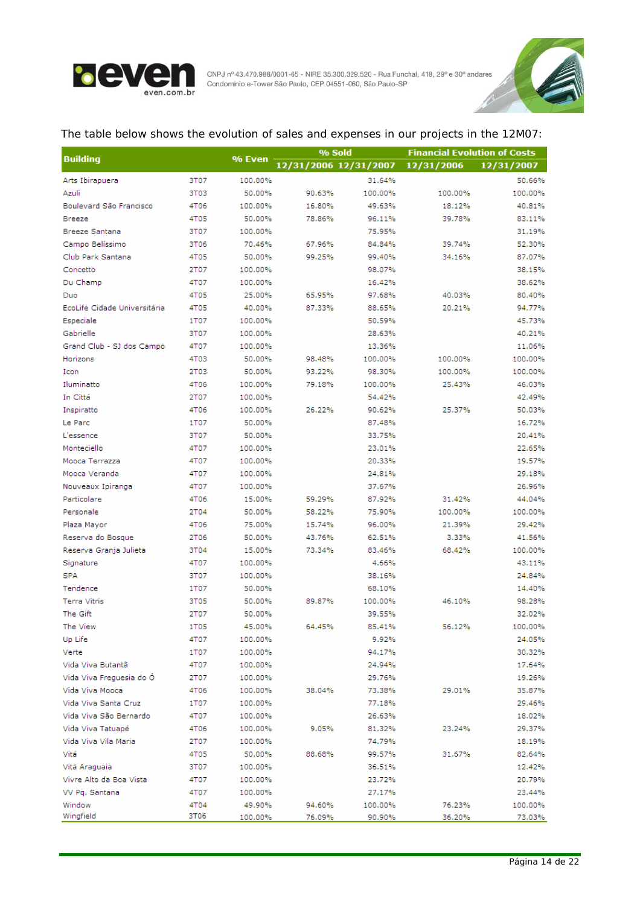The table below shows the evolution of sales and expenses in our projects in the 12M07:

| Building | | % Even | % Sold | | Financial Evolution of Costs | |
|---|---|---|---|---|---|---|
| | | | 12/31/2006 | 12/31/2007 | 12/31/2006 | 12/31/2007 |
| Arts Ibirapuera | 3T07 | 100.00% | | 31.64% | | 50.66% |
| Azuli | 3T03 | 50.00% | 90.63% | 100.00% | 100.00% | 100.00% |
| Boulevard São Francisco | 4T06 | 100.00% | 16.80% | 49.63% | 18.12% | 40.81% |
| Breeze | 4T05 | 50.00% | 78.86% | 96.11% | 39.78% | 83.11% |
| Breeze Santana | 3T07 | 100.00% | | 75.95% | | 31.19% |
| Campo Belíssimo | 3T06 | 70.46% | 67.96% | 84.84% | 39.74% | 52.30% |
| Club Park Santana | 4T05 | 50.00% | 99.25% | 99.40% | 34.16% | 87.07% |
| Concetto | 2T07 | 100.00% | | 98.07% | | 38.15% |
| Du Champ | 4T07 | 100.00% | | 16.42% | | 38.62% |
| Duo | 4T05 | 25.00% | 65.95% | 97.68% | 40.03% | 80.40% |
| EcoLife Cidade Universitária | 4T05 | 40.00% | 87.33% | 88.65% | 20.21% | 94.77% |
| Especiale | 1T07 | 100.00% | | 50.59% | | 45.73% |
| Gabrielle | 3T07 | 100.00% | | 28.63% | | 40.21% |
| Grand Club - SJ dos Campo | 4T07 | 100.00% | | 13.36% | | 11.06% |
| Horizons | 4T03 | 50.00% | 98.48% | 100.00% | 100.00% | 100.00% |
| Icon | 2T03 | 50.00% | 93.22% | 98.30% | 100.00% | 100.00% |
| Iluminatto | 4T06 | 100.00% | 79.18% | 100.00% | 25.43% | 46.03% |
| In Cittá | 2T07 | 100.00% | | 54.42% | | 42.49% |
| Inspiratto | 4T06 | 100.00% | 26.22% | 90.62% | 25.37% | 50.03% |
| Le Parc | 1T07 | 50.00% | | 87.48% | | 16.72% |
| L'essence | 3T07 | 50.00% | | 33.75% | | 20.41% |
| Monteciello | 4T07 | 100.00% | | 23.01% | | 22.65% |
| Mooca Terrazza | 4T07 | 100.00% | | 20.33% | | 19.57% |
| Mooca Veranda | 4T07 | 100.00% | | 24.81% | | 29.18% |
| Nouveaux Ipiranga | 4T07 | 100.00% | | 37.67% | | 26.96% |
| Particolare | 4T06 | 15.00% | 59.29% | 87.92% | 31.42% | 44.04% |
| Personale | 2T04 | 50.00% | 58.22% | 75.90% | 100.00% | 100.00% |
| Plaza Mayor | 4T06 | 75.00% | 15.74% | 96.00% | 21.39% | 29.42% |
| Reserva do Bosque | 2T06 | 50.00% | 43.76% | 62.51% | 3.33% | 41.56% |
| Reserva Granja Julieta | 3T04 | 15.00% | 73.34% | 83.46% | 68.42% | 100.00% |
| Signature | 4T07 | 100.00% | | 4.66% | | 43.11% |
| SPA | 3T07 | 100.00% | | 38.16% | | 24.84% |
| Tendence | 1T07 | 50.00% | | 68.10% | | 14.40% |
| Terra Vitris | 3T05 | 50.00% | 89.87% | 100.00% | 46.10% | 98.28% |
| The Gift | 2T07 | 50.00% | | 39.55% | | 32.02% |
| The View | 1T05 | 45.00% | 64.45% | 85.41% | 56.12% | 100.00% |
| Up Life | 4T07 | 100.00% | | 9.92% | | 24.05% |
| Verte | 1T07 | 100.00% | | 94.17% | | 30.32% |
| Vida Viva Butantã | 4T07 | 100.00% | | 24.94% | | 17.64% |
| Vida Viva Freguesia do Ó | 2T07 | 100.00% | | 29.76% | | 19.26% |
| Vida Viva Mooca | 4T06 | 100.00% | 38.04% | 73.38% | 29.01% | 35.87% |
| Vida Viva Santa Cruz | 1T07 | 100.00% | | 77.18% | | 29.46% |
| Vida Viva São Bernardo | 4T07 | 100.00% | | 26.63% | | 18.02% |
| Vida Viva Tatuapé | 4T06 | 100.00% | 9.05% | 81.32% | 23.24% | 29.37% |
| Vida Viva Vila Maria | 2T07 | 100.00% | | 74.79% | | 18.19% |
| Vitá | 4T05 | 50.00% | 88.68% | 99.57% | 31.67% | 82.64% |
| Vitá Araguaia | 3T07 | 100.00% | | 36.51% | | 12.42% |
| Vivre Alto da Boa Vista | 4T07 | 100.00% | | 23.72% | | 20.79% |
| VV Pq. Santana | 4T07 | 100.00% | | 27.17% | | 23.44% |
| Window | 4T04 | 49.90% | 94.60% | 100.00% | 76.23% | 100.00% |
| Wingfield | 3T06 | 100.00% | 76.09% | 90.90% | 36.20% | 73.03% |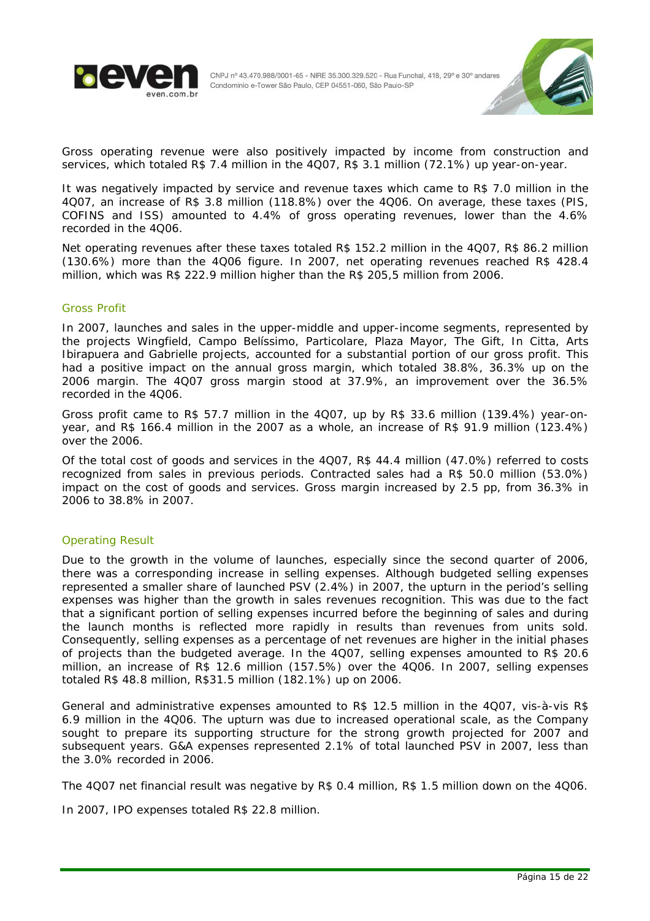Gross operating revenue were also positively impacted by income from construction and services, which totaled R$ 7.4 million in the 4Q07, R$ 3.1 million (72.1%) up year-on-year.

It was negatively impacted by service and revenue taxes which came to R$ 7.0 million in the 4Q07, an increase of R$ 3.8 million (118.8%) over the 4Q06. On average, these taxes (PIS, COFINS and ISS) amounted to 4.4% of gross operating revenues, lower than the 4.6% recorded in the 4Q06.

Net operating revenues after these taxes totaled R$ 152.2 million in the 4Q07, R$ 86.2 million (130.6%) more than the 4Q06 figure. In 2007, net operating revenues reached R$ 428.4 million, which was R$ 222.9 million higher than the R$ 205,5 million from 2006.

## Gross Profit

In 2007, launches and sales in the upper-middle and upper-income segments, represented by the projects Wingfield, Campo Belíssimo, Particolare, Plaza Mayor, The Gift, In Citta, Arts Ibirapuera and Gabrielle projects, accounted for a substantial portion of our gross profit. This had a positive impact on the annual gross margin, which totaled 38.8%, 36.3% up on the 2006 margin. The 4Q07 gross margin stood at 37.9%, an improvement over the 36.5% recorded in the 4Q06.

Gross profit came to R$ 57.7 million in the 4Q07, up by R$ 33.6 million (139.4%) year-on-year, and R$ 166.4 million in the 2007 as a whole, an increase of R$ 91.9 million (123.4%) over the 2006.

Of the total cost of goods and services in the 4Q07, R$ 44.4 million (47.0%) referred to costs recognized from sales in previous periods. Contracted sales had a R$ 50.0 million (53.0%) impact on the cost of goods and services. Gross margin increased by 2.5 pp, from 36.3% in 2006 to 38.8% in 2007.

## Operating Result

Due to the growth in the volume of launches, especially since the second quarter of 2006, there was a corresponding increase in selling expenses. Although budgeted selling expenses represented a smaller share of launched PSV (2.4%) in 2007, the upturn in the period's selling expenses was higher than the growth in sales revenues recognition. This was due to the fact that a significant portion of selling expenses incurred before the beginning of sales and during the launch months is reflected more rapidly in results than revenues from units sold. Consequently, selling expenses as a percentage of net revenues are higher in the initial phases of projects than the budgeted average. In the 4Q07, selling expenses amounted to R$ 20.6 million, an increase of R$ 12.6 million (157.5%) over the 4Q06. In 2007, selling expenses totaled R$ 48.8 million, R$31.5 million (182.1%) up on 2006.

General and administrative expenses amounted to R$ 12.5 million in the 4Q07, vis-à-vis R$ 6.9 million in the 4Q06. The upturn was due to increased operational scale, as the Company sought to prepare its supporting structure for the strong growth projected for 2007 and subsequent years. G&A expenses represented 2.1% of total launched PSV in 2007, less than the 3.0% recorded in 2006.

The 4Q07 net financial result was negative by R$ 0.4 million, R$ 1.5 million down on the 4Q06.

In 2007, IPO expenses totaled R$ 22.8 million.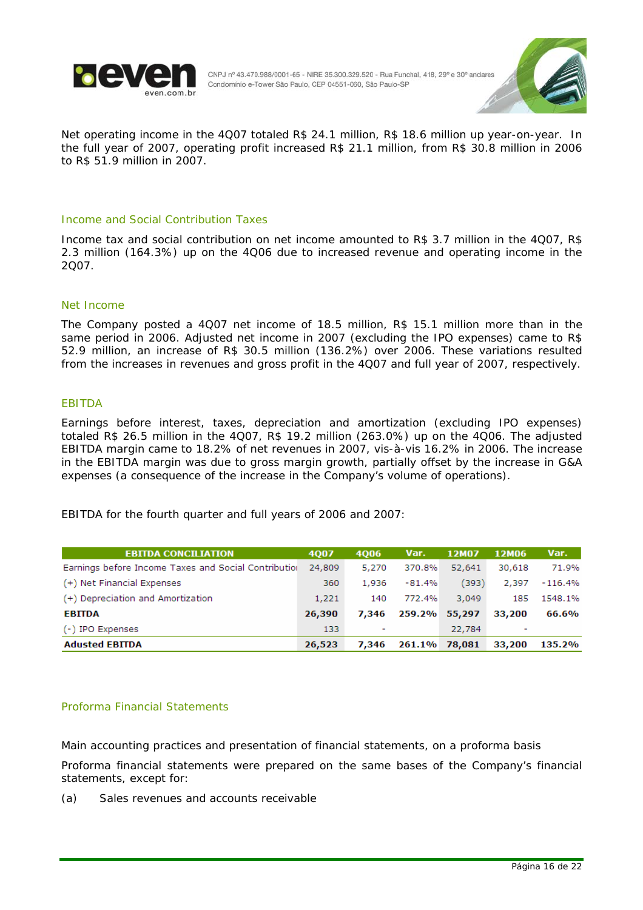Net operating income in the 4Q07 totaled R$ 24.1 million, R$ 18.6 million up year-on-year. In the full year of 2007, operating profit increased R$ 21.1 million, from R$ 30.8 million in 2006 to R$ 51.9 million in 2007.

## Income and Social Contribution Taxes

Income tax and social contribution on net income amounted to R$ 3.7 million in the 4Q07, R$ 2.3 million (164.3%) up on the 4Q06 due to increased revenue and operating income in the 2Q07.

## Net Income

The Company posted a 4Q07 net income of 18.5 million, R$ 15.1 million more than in the same period in 2006. Adjusted net income in 2007 (excluding the IPO expenses) came to R$ 52.9 million, an increase of R$ 30.5 million (136.2%) over 2006. These variations resulted from the increases in revenues and gross profit in the 4Q07 and full year of 2007, respectively.

## EBITDA

Earnings before interest, taxes, depreciation and amortization (excluding IPO expenses) totaled R$ 26.5 million in the 4Q07, R$ 19.2 million (263.0%) up on the 4Q06. The adjusted EBITDA margin came to 18.2% of net revenues in 2007, vis-à-vis 16.2% in 2006. The increase in the EBITDA margin was due to gross margin growth, partially offset by the increase in G&A expenses (a consequence of the increase in the Company's volume of operations).

EBITDA for the fourth quarter and full years of 2006 and 2007:

| EBITDA CONCILIATION | 4Q07 | 4Q06 | Var. | 12M07 | 12M06 | Var. |
|---|---|---|---|---|---|---|
| Earnings before Income Taxes and Social Contributio | 24,809 | 5,270 | 370.8% | 52,641 | 30,618 | 71.9% |
| (+) Net Financial Expenses | 360 | 1,936 | -81.4% | (393) | 2,397 | -116.4% |
| (+) Depreciation and Amortization | 1,221 | 140 | 772.4% | 3,049 | 185 | 1548.1% |
| **EBITDA** | **26,390** | **7,346** | **259.2%** | **55,297** | **33,200** | **66.6%** |
| (-) IPO Expenses | 133 | - | | 22,784 | - | |
| **Adusted EBITDA** | **26,523** | **7,346** | **261.1%** | **78,081** | **33,200** | **135.2%** |

## Proforma Financial Statements

Main accounting practices and presentation of financial statements, on a proforma basis

Proforma financial statements were prepared on the same bases of the Company's financial statements, except for:

(a) Sales revenues and accounts receivable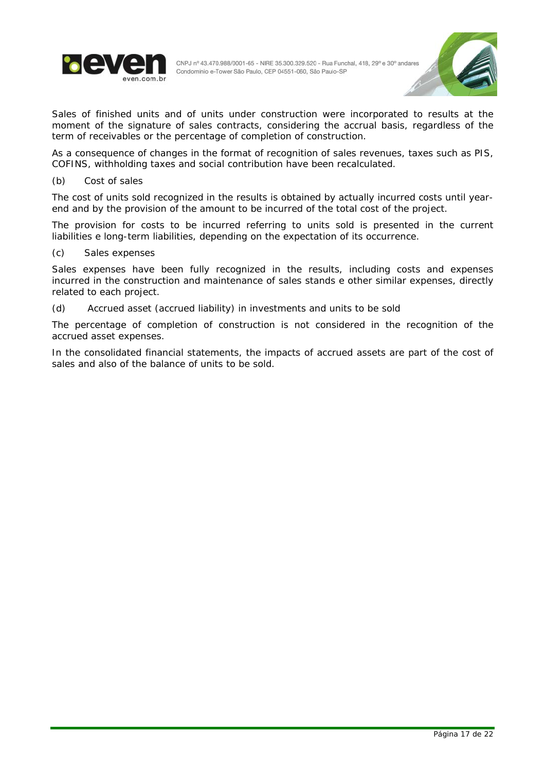Sales of finished units and of units under construction were incorporated to results at the moment of the signature of sales contracts, considering the accrual basis, regardless of the term of receivables or the percentage of completion of construction.

As a consequence of changes in the format of recognition of sales revenues, taxes such as PIS, COFINS, withholding taxes and social contribution have been recalculated.

(b) Cost of sales

The cost of units sold recognized in the results is obtained by actually incurred costs until year-end and by the provision of the amount to be incurred of the total cost of the project.

The provision for costs to be incurred referring to units sold is presented in the current liabilities e long-term liabilities, depending on the expectation of its occurrence.

(c) Sales expenses

Sales expenses have been fully recognized in the results, including costs and expenses incurred in the construction and maintenance of sales stands e other similar expenses, directly related to each project.

(d) Accrued asset (accrued liability) in investments and units to be sold

The percentage of completion of construction is not considered in the recognition of the accrued asset expenses.

In the consolidated financial statements, the impacts of accrued assets are part of the cost of sales and also of the balance of units to be sold.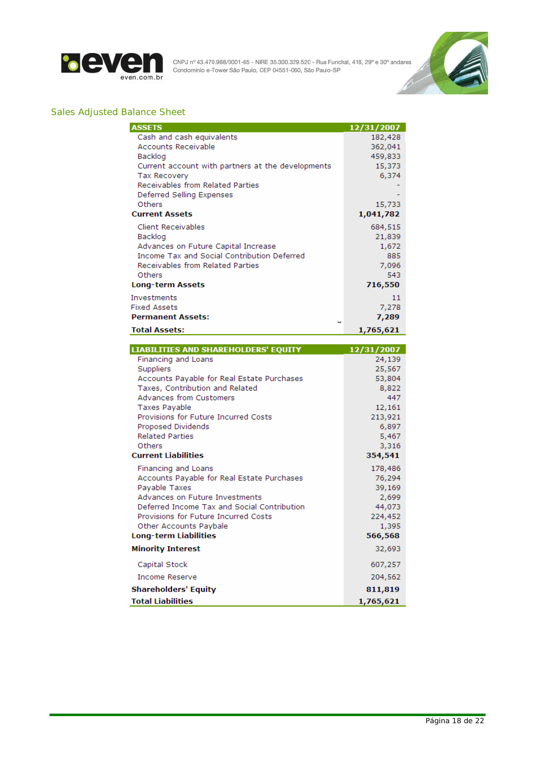## Sales Adjusted Balance Sheet

| ASSETS | 12/31/2007 |
|---|---|
| Cash and cash equivalents | 182,428 |
| Accounts Receivable | 362,041 |
| Backlog | 459,833 |
| Current account with partners at the developments | 15,373 |
| Tax Recovery | 6,374 |
| Receivables from Related Parties | - |
| Deferred Selling Expenses | - |
| Others | 15,733 |
| **Current Assets** | **1,041,782** |
| Client Receivables | 684,515 |
| Backlog | 21,839 |
| Advances on Future Capital Increase | 1,672 |
| Income Tax and Social Contribution Deferred | 885 |
| Receivables from Related Parties | 7,096 |
| Others | 543 |
| **Long-term Assets** | **716,550** |
| Investments | 11 |
| Fixed Assets | 7,278 |
| **Permanent Assets:** | **7,289** |
| **Total Assets:** | **1,765,621** |

| LIABILITIES AND SHAREHOLDERS' EQUITY | 12/31/2007 |
|---|---|
| Financing and Loans | 24,139 |
| Suppliers | 25,567 |
| Accounts Payable for Real Estate Purchases | 53,804 |
| Taxes, Contribution and Related | 8,822 |
| Advances from Customers | 447 |
| Taxes Payable | 12,161 |
| Provisions for Future Incurred Costs | 213,921 |
| Proposed Dividends | 6,897 |
| Related Parties | 5,467 |
| Others | 3,316 |
| **Current Liabilities** | **354,541** |
| Financing and Loans | 178,486 |
| Accounts Payable for Real Estate Purchases | 76,294 |
| Payable Taxes | 39,169 |
| Advances on Future Investments | 2,699 |
| Deferred Income Tax and Social Contribution | 44,073 |
| Provisions for Future Incurred Costs | 224,452 |
| Other Accounts Paybale | 1,395 |
| **Long-term Liabilities** | **566,568** |
| **Minority Interest** | 32,693 |
| Capital Stock | 607,257 |
| Income Reserve | 204,562 |
| **Shareholders' Equity** | **811,819** |
| **Total Liabilities** | **1,765,621** |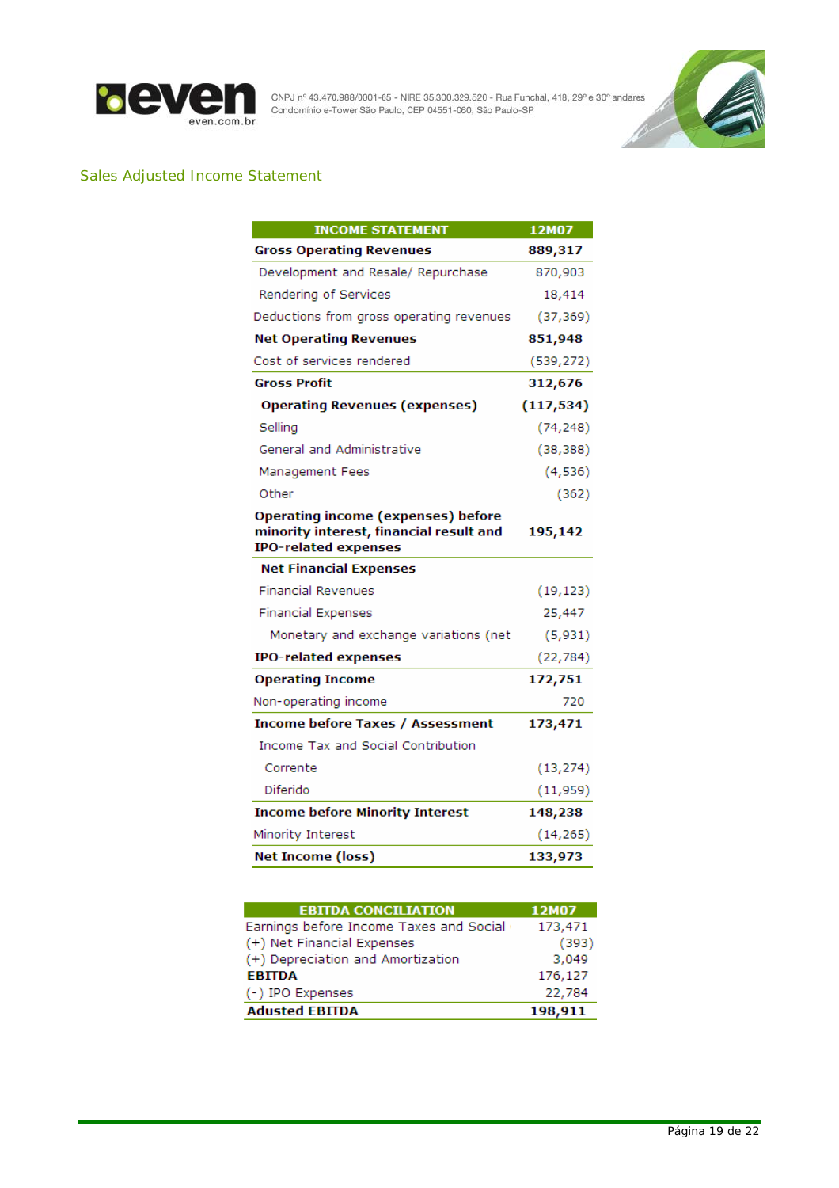Sales Adjusted Income Statement

| INCOME STATEMENT | 12M07 |
|---|---|
| **Gross Operating Revenues** | **889,317** |
| Development and Resale/ Repurchase | 870,903 |
| Rendering of Services | 18,414 |
| Deductions from gross operating revenues | (37,369) |
| **Net Operating Revenues** | **851,948** |
| Cost of services rendered | (539,272) |
| **Gross Profit** | **312,676** |
| **Operating Revenues (expenses)** | **(117,534)** |
| Selling | (74,248) |
| General and Administrative | (38,388) |
| Management Fees | (4,536) |
| Other | (362) |
| **Operating income (expenses) before minority interest, financial result and IPO-related expenses** | **195,142** |
| **Net Financial Expenses** | |
| Financial Revenues | (19,123) |
| Financial Expenses | 25,447 |
| Monetary and exchange variations (net | (5,931) |
| **IPO-related expenses** | (22,784) |
| **Operating Income** | **172,751** |
| Non-operating income | 720 |
| **Income before Taxes / Assessment** | **173,471** |
| Income Tax and Social Contribution | |
| Corrente | (13,274) |
| Diferido | (11,959) |
| **Income before Minority Interest** | **148,238** |
| Minority Interest | (14,265) |
| **Net Income (loss)** | **133,973** |

| EBITDA CONCILIATION | 12M07 |
|---|---|
| Earnings before Income Taxes and Social | 173,471 |
| (+) Net Financial Expenses | (393) |
| (+) Depreciation and Amortization | 3,049 |
| **EBITDA** | 176,127 |
| (-) IPO Expenses | 22,784 |
| **Adusted EBITDA** | **198,911** |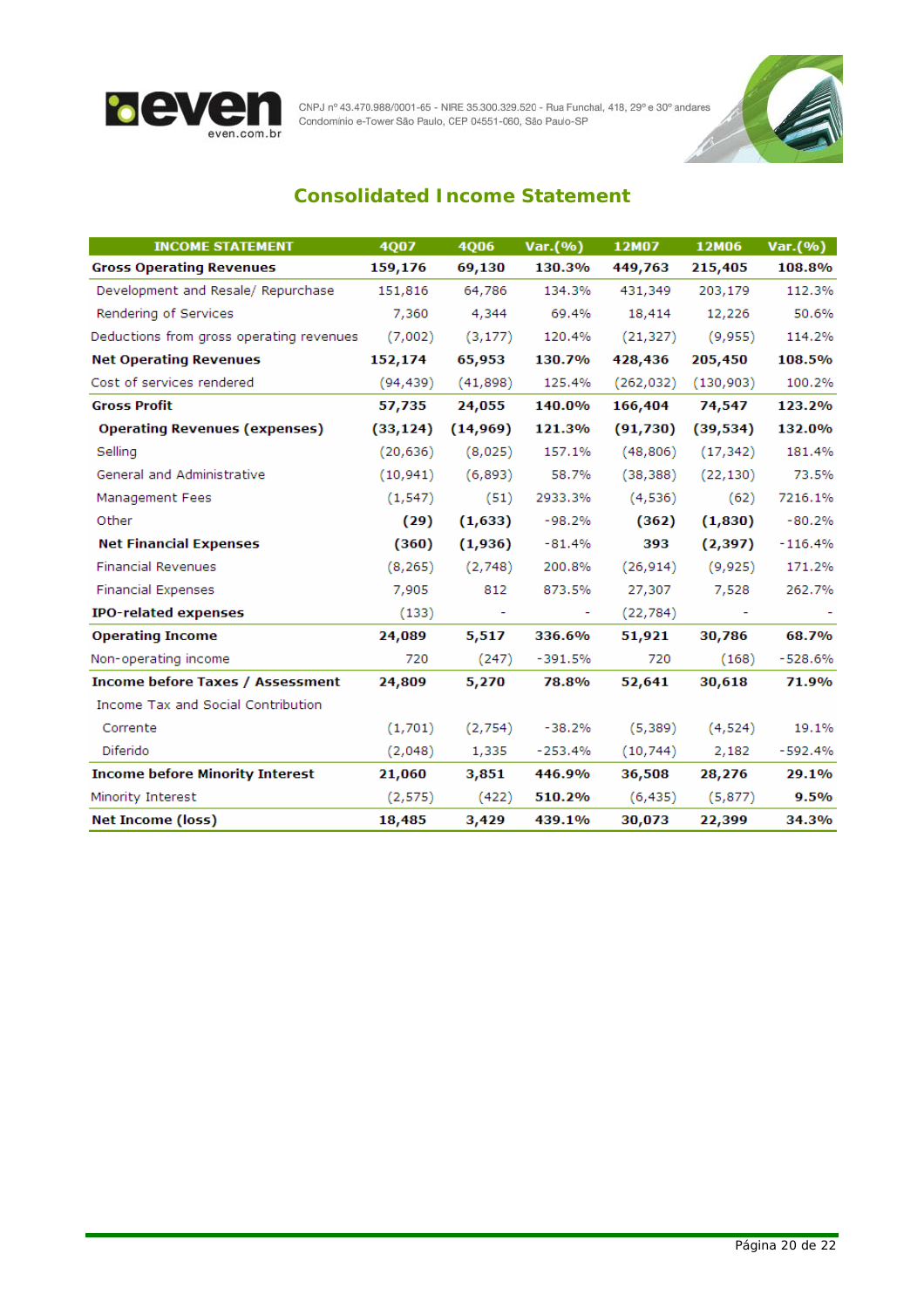CNPJ nº 43.470.988/0001-65 - NIRE 35.300.329.520 - Rua Funchal, 418, 29º e 30º andares
Condomínio e-Tower São Paulo, CEP 04551-060, São Paulo-SP

## Consolidated Income Statement

| INCOME STATEMENT | 4Q07 | 4Q06 | Var.(%) | 12M07 | 12M06 | Var.(%) |
|---|---|---|---|---|---|---|
| **Gross Operating Revenues** | **159,176** | **69,130** | **130.3%** | **449,763** | **215,405** | **108.8%** |
| Development and Resale/ Repurchase | 151,816 | 64,786 | 134.3% | 431,349 | 203,179 | 112.3% |
| Rendering of Services | 7,360 | 4,344 | 69.4% | 18,414 | 12,226 | 50.6% |
| Deductions from gross operating revenues | (7,002) | (3,177) | 120.4% | (21,327) | (9,955) | 114.2% |
| **Net Operating Revenues** | **152,174** | **65,953** | **130.7%** | **428,436** | **205,450** | **108.5%** |
| Cost of services rendered | (94,439) | (41,898) | 125.4% | (262,032) | (130,903) | 100.2% |
| **Gross Profit** | **57,735** | **24,055** | **140.0%** | **166,404** | **74,547** | **123.2%** |
| **Operating Revenues (expenses)** | **(33,124)** | **(14,969)** | **121.3%** | **(91,730)** | **(39,534)** | **132.0%** |
| Selling | (20,636) | (8,025) | 157.1% | (48,806) | (17,342) | 181.4% |
| General and Administrative | (10,941) | (6,893) | 58.7% | (38,388) | (22,130) | 73.5% |
| Management Fees | (1,547) | (51) | 2933.3% | (4,536) | (62) | 7216.1% |
| Other | **(29)** | **(1,633)** | -98.2% | **(362)** | **(1,830)** | -80.2% |
| **Net Financial Expenses** | **(360)** | **(1,936)** | -81.4% | **393** | **(2,397)** | -116.4% |
| Financial Revenues | (8,265) | (2,748) | 200.8% | (26,914) | (9,925) | 171.2% |
| Financial Expenses | 7,905 | 812 | 873.5% | 27,307 | 7,528 | 262.7% |
| **IPO-related expenses** | (133) | - | - | (22,784) | - | - |
| **Operating Income** | **24,089** | **5,517** | **336.6%** | **51,921** | **30,786** | **68.7%** |
| Non-operating income | 720 | (247) | -391.5% | 720 | (168) | -528.6% |
| **Income before Taxes / Assessment** | **24,809** | **5,270** | **78.8%** | **52,641** | **30,618** | **71.9%** |
| Income Tax and Social Contribution | | | | | | |
| Corrente | (1,701) | (2,754) | -38.2% | (5,389) | (4,524) | 19.1% |
| Diferido | (2,048) | 1,335 | -253.4% | (10,744) | 2,182 | -592.4% |
| **Income before Minority Interest** | **21,060** | **3,851** | **446.9%** | **36,508** | **28,276** | **29.1%** |
| Minority Interest | (2,575) | (422) | **510.2%** | (6,435) | (5,877) | **9.5%** |
| **Net Income (loss)** | **18,485** | **3,429** | **439.1%** | **30,073** | **22,399** | **34.3%** |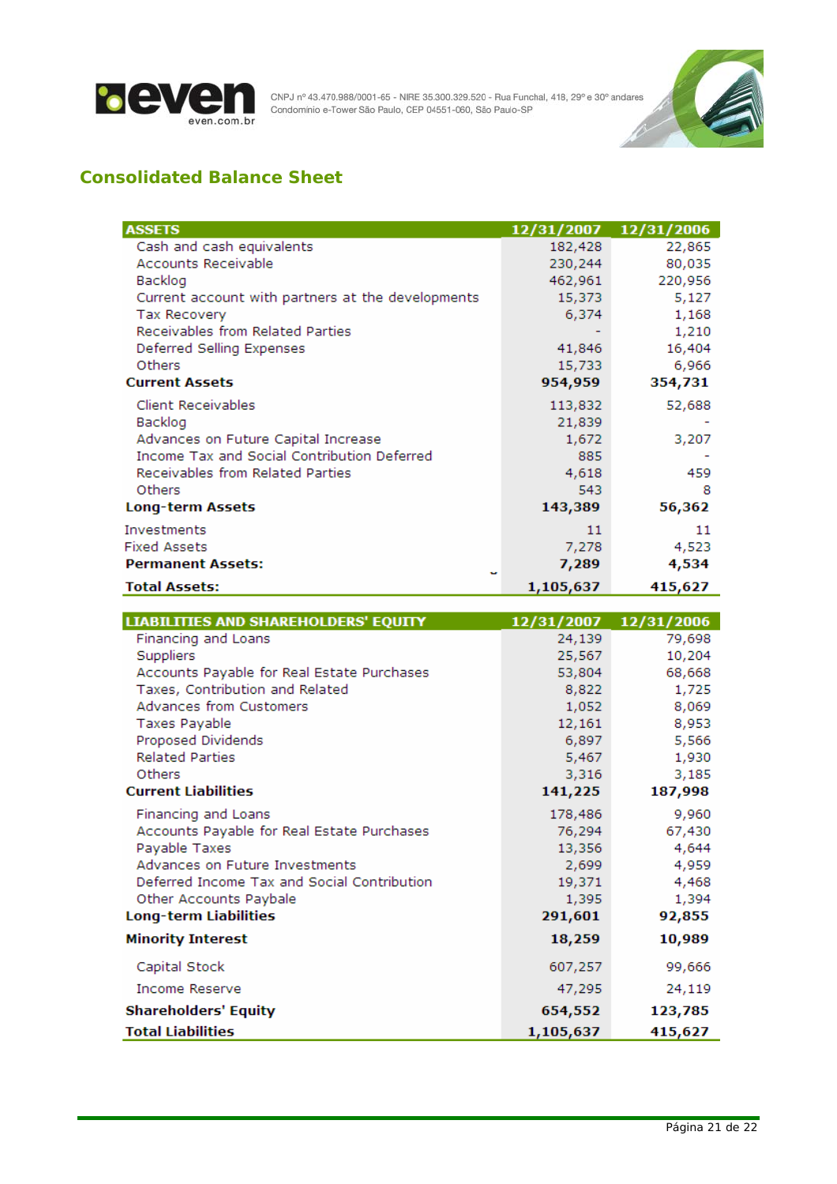## Consolidated Balance Sheet

| ASSETS | 12/31/2007 | 12/31/2006 |
|---|---|---|
| Cash and cash equivalents | 182,428 | 22,865 |
| Accounts Receivable | 230,244 | 80,035 |
| Backlog | 462,961 | 220,956 |
| Current account with partners at the developments | 15,373 | 5,127 |
| Tax Recovery | 6,374 | 1,168 |
| Receivables from Related Parties | - | 1,210 |
| Deferred Selling Expenses | 41,846 | 16,404 |
| Others | 15,733 | 6,966 |
| **Current Assets** | **954,959** | **354,731** |
| Client Receivables | 113,832 | 52,688 |
| Backlog | 21,839 | - |
| Advances on Future Capital Increase | 1,672 | 3,207 |
| Income Tax and Social Contribution Deferred | 885 | - |
| Receivables from Related Parties | 4,618 | 459 |
| Others | 543 | 8 |
| **Long-term Assets** | **143,389** | **56,362** |
| Investments | 11 | 11 |
| Fixed Assets | 7,278 | 4,523 |
| **Permanent Assets:** | **7,289** | **4,534** |
| **Total Assets:** | **1,105,637** | **415,627** |

| LIABILITIES AND SHAREHOLDERS' EQUITY | 12/31/2007 | 12/31/2006 |
|---|---|---|
| Financing and Loans | 24,139 | 79,698 |
| Suppliers | 25,567 | 10,204 |
| Accounts Payable for Real Estate Purchases | 53,804 | 68,668 |
| Taxes, Contribution and Related | 8,822 | 1,725 |
| Advances from Customers | 1,052 | 8,069 |
| Taxes Payable | 12,161 | 8,953 |
| Proposed Dividends | 6,897 | 5,566 |
| Related Parties | 5,467 | 1,930 |
| Others | 3,316 | 3,185 |
| **Current Liabilities** | **141,225** | **187,998** |
| Financing and Loans | 178,486 | 9,960 |
| Accounts Payable for Real Estate Purchases | 76,294 | 67,430 |
| Payable Taxes | 13,356 | 4,644 |
| Advances on Future Investments | 2,699 | 4,959 |
| Deferred Income Tax and Social Contribution | 19,371 | 4,468 |
| Other Accounts Paybale | 1,395 | 1,394 |
| **Long-term Liabilities** | **291,601** | **92,855** |
| **Minority Interest** | **18,259** | **10,989** |
| Capital Stock | 607,257 | 99,666 |
| Income Reserve | 47,295 | 24,119 |
| **Shareholders' Equity** | **654,552** | **123,785** |
| **Total Liabilities** | **1,105,637** | **415,627** |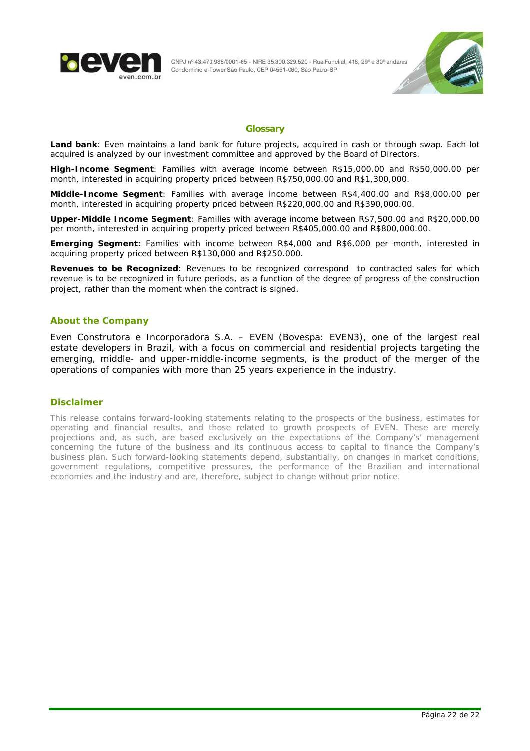## Glossary

**Land bank**: Even maintains a land bank for future projects, acquired in cash or through swap. Each lot acquired is analyzed by our investment committee and approved by the Board of Directors.

**High-Income Segment**: Families with average income between R$15,000.00 and R$50,000.00 per month, interested in acquiring property priced between R$750,000.00 and R$1,300,000.

**Middle-Income Segment**: Families with average income between R$4,400.00 and R$8,000.00 per month, interested in acquiring property priced between R$220,000.00 and R$390,000.00.

**Upper-Middle Income Segment**: Families with average income between R$7,500.00 and R$20,000.00 per month, interested in acquiring property priced between R$405,000.00 and R$800,000.00.

**Emerging Segment:** Families with income between R$4,000 and R$6,000 per month, interested in acquiring property priced between R$130,000 and R$250.000.

**Revenues to be Recognized**: Revenues to be recognized correspond to contracted sales for which revenue is to be recognized in future periods, as a function of the degree of progress of the construction project, rather than the moment when the contract is signed.

## About the Company

Even Construtora e Incorporadora S.A. – EVEN (Bovespa: EVEN3), one of the largest real estate developers in Brazil, with a focus on commercial and residential projects targeting the emerging, middle- and upper-middle-income segments, is the product of the merger of the operations of companies with more than 25 years experience in the industry.

## Disclaimer

This release contains forward-looking statements relating to the prospects of the business, estimates for operating and financial results, and those related to growth prospects of EVEN. These are merely projections and, as such, are based exclusively on the expectations of the Company's' management concerning the future of the business and its continuous access to capital to finance the Company's business plan. Such forward-looking statements depend, substantially, on changes in market conditions, government regulations, competitive pressures, the performance of the Brazilian and international economies and the industry and are, therefore, subject to change without prior notice.